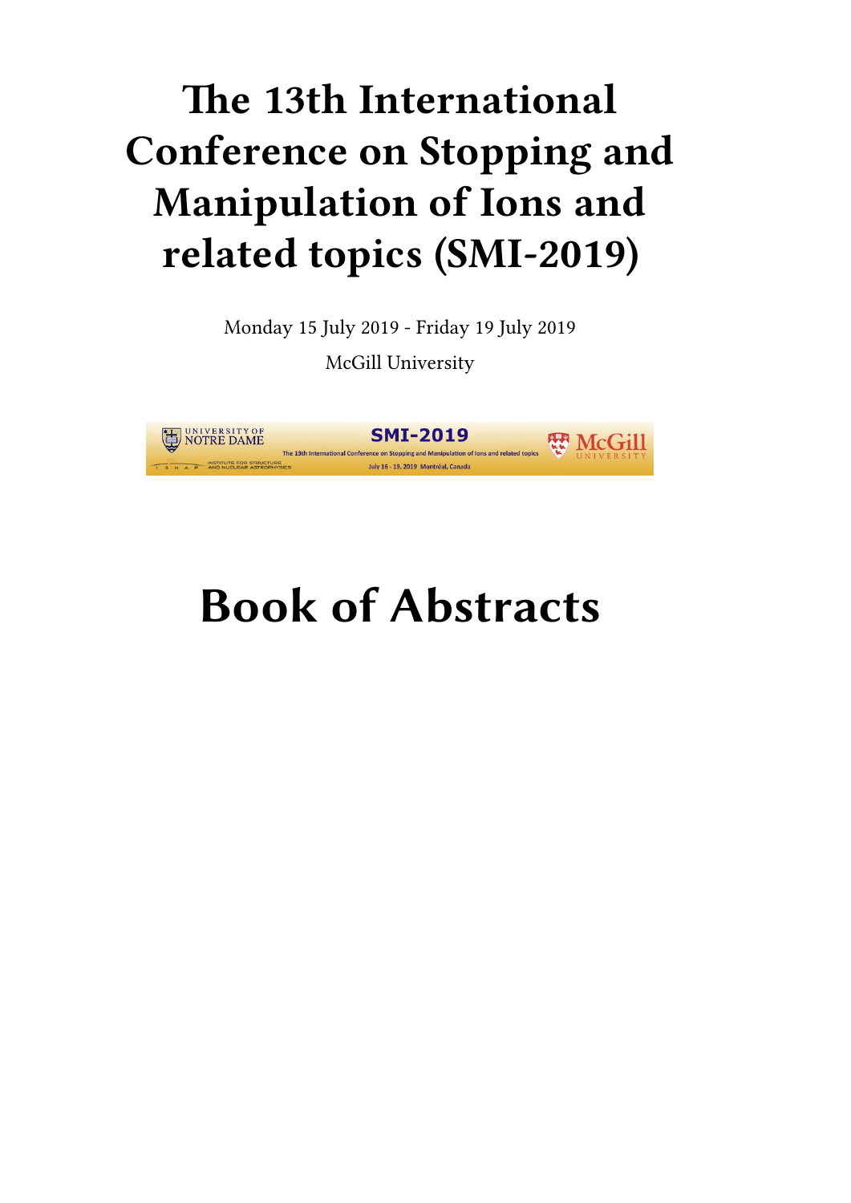# The 13th International Conference on Stopping and Manipulation of Ions and related topics (SMI-2019)

Monday 15 July 2019 - Friday 19 July 2019

McGill University

# Book of Abstracts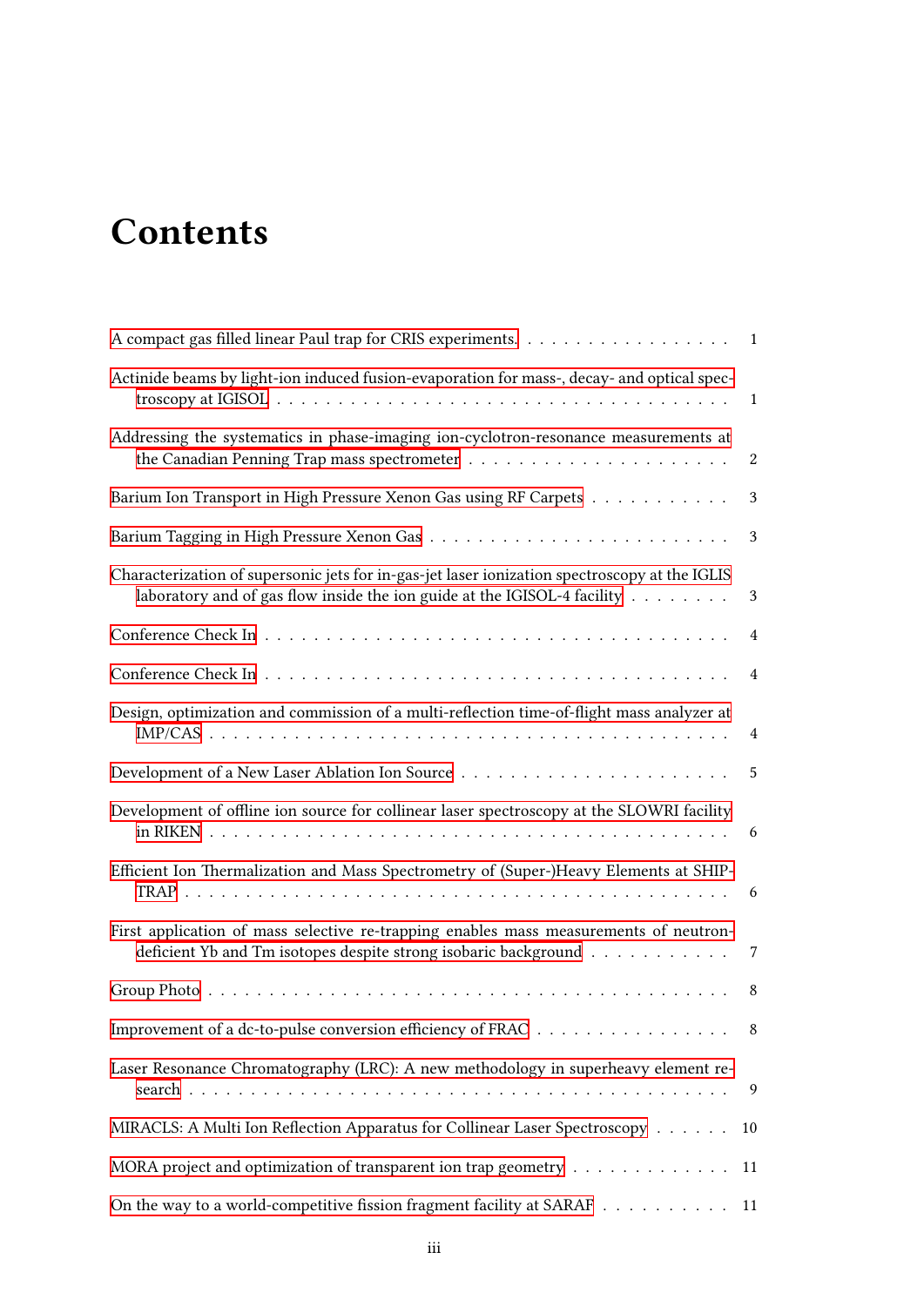# Contents

A compact gas filled linear Paul trap for CRIS experiments. . . . . . . . . . . . . . . . . . 1

Actinide beams by light-ion induced fusion-evaporation for mass-, decay- and optical spectroscopy at IGISOL . . . . . . . . . . . . . . . . . . . . . . . . . . . . . . . . . . 1

Addressing the systematics in phase-imaging ion-cyclotron-resonance measurements at the Canadian Penning Trap mass spectrometer . . . . . . . . . . . . . . . . . . . . . 2

Barium Ion Transport in High Pressure Xenon Gas using RF Carpets . . . . . . . . . . . 3

Barium Tagging in High Pressure Xenon Gas . . . . . . . . . . . . . . . . . . . . . . . . 3

Characterization of supersonic jets for in-gas-jet laser ionization spectroscopy at the IGLIS laboratory and of gas flow inside the ion guide at the IGISOL-4 facility . . . . . . . . 3

Conference Check In . . . . . . . . . . . . . . . . . . . . . . . . . . . . . . . . . . . . . 4

Conference Check In . . . . . . . . . . . . . . . . . . . . . . . . . . . . . . . . . . . . . 4

Design, optimization and commission of a multi-reflection time-of-flight mass analyzer at IMP/CAS . . . . . . . . . . . . . . . . . . . . . . . . . . . . . . . . . . . . . . . . 4

Development of a New Laser Ablation Ion Source . . . . . . . . . . . . . . . . . . . . . . 5

Development of offline ion source for collinear laser spectroscopy at the SLOWRI facility in RIKEN . . . . . . . . . . . . . . . . . . . . . . . . . . . . . . . . . . . . . . . . . 6

Efficient Ion Thermalization and Mass Spectrometry of (Super-)Heavy Elements at SHIPTRAP . . . . . . . . . . . . . . . . . . . . . . . . . . . . . . . . . . . . . . . . . . . 6

First application of mass selective re-trapping enables mass measurements of neutron-deficient Yb and Tm isotopes despite strong isobaric background . . . . . . . . . . . 7

Group Photo . . . . . . . . . . . . . . . . . . . . . . . . . . . . . . . . . . . . . . . . . . 8

Improvement of a dc-to-pulse conversion efficiency of FRAC . . . . . . . . . . . . . . . . 8

Laser Resonance Chromatography (LRC): A new methodology in superheavy element research . . . . . . . . . . . . . . . . . . . . . . . . . . . . . . . . . . . . . . . . . . . 9

MIRACLS: A Multi Ion Reflection Apparatus for Collinear Laser Spectroscopy . . . . . . 10

MORA project and optimization of transparent ion trap geometry . . . . . . . . . . . . . 11

On the way to a world-competitive fission fragment facility at SARAF . . . . . . . . . . . 11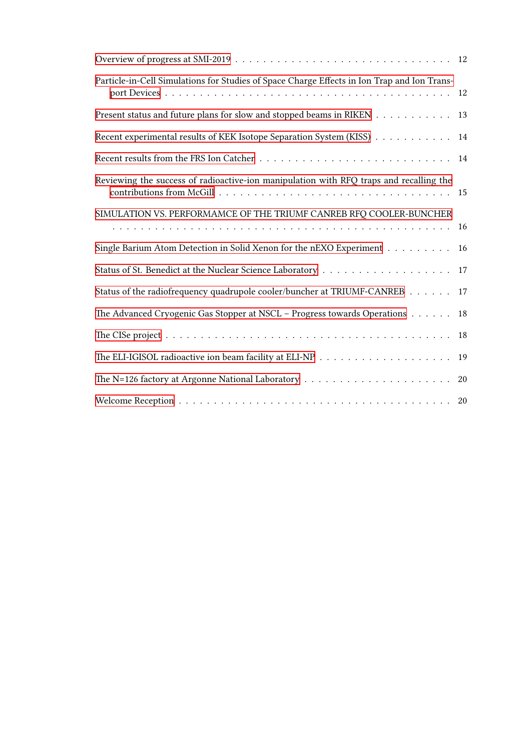Overview of progress at SMI-2019 . . . . . . . . . . . . . . . . . . . . . . . . . . . . . 12

Particle-in-Cell Simulations for Studies of Space Charge Effects in Ion Trap and Ion Transport Devices . . . . . . . . . . . . . . . . . . . . . . . . . . . . . . . . . . . . . . . 12

Present status and future plans for slow and stopped beams in RIKEN . . . . . . . . . . . 13

Recent experimental results of KEK Isotope Separation System (KISS) . . . . . . . . . . . 14

Recent results from the FRS Ion Catcher . . . . . . . . . . . . . . . . . . . . . . . . . . 14

Reviewing the success of radioactive-ion manipulation with RFQ traps and recalling the contributions from McGill . . . . . . . . . . . . . . . . . . . . . . . . . . . . . . . . 15

SIMULATION VS. PERFORMAMCE OF THE TRIUMF CANREB RFQ COOLER-BUNCHER . . . . . . . . . . . . . . . . . . . . . . . . . . . . . . . . . . . . . . . . . . . . . 16

Single Barium Atom Detection in Solid Xenon for the nEXO Experiment . . . . . . . . . 16

Status of St. Benedict at the Nuclear Science Laboratory . . . . . . . . . . . . . . . . . . 17

Status of the radiofrequency quadrupole cooler/buncher at TRIUMF-CANREB . . . . . . 17

The Advanced Cryogenic Gas Stopper at NSCL – Progress towards Operations . . . . . . 18

The CISe project . . . . . . . . . . . . . . . . . . . . . . . . . . . . . . . . . . . . . . 18

The ELI-IGISOL radioactive ion beam facility at ELI-NP . . . . . . . . . . . . . . . . . . 19

The N=126 factory at Argonne National Laboratory . . . . . . . . . . . . . . . . . . . . 20

Welcome Reception . . . . . . . . . . . . . . . . . . . . . . . . . . . . . . . . . . . . 20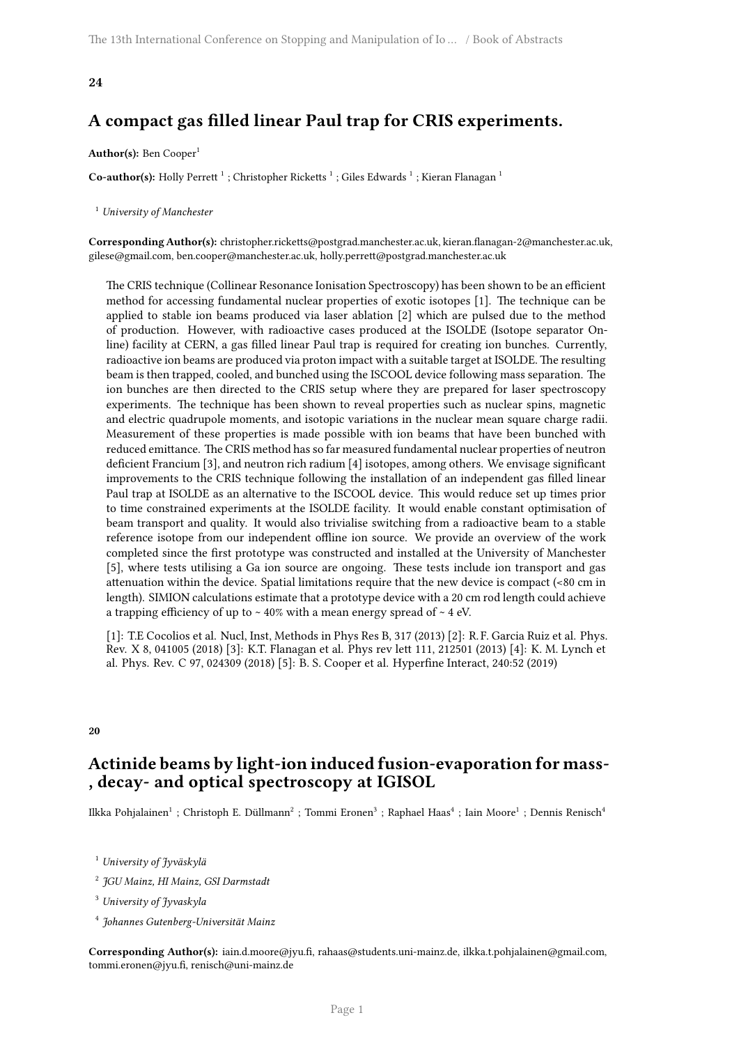**24**

## A compact gas filled linear Paul trap for CRIS experiments.

**Author(s):** Ben Cooper[1]

**Co-author(s):** Holly Perrett [1] ; Christopher Ricketts [1] ; Giles Edwards [1] ; Kieran Flanagan [1]

[1] *University of Manchester*

**Corresponding Author(s):** christopher.ricketts@postgrad.manchester.ac.uk, kieran.flanagan-2@manchester.ac.uk, gilese@gmail.com, ben.cooper@manchester.ac.uk, holly.perrett@postgrad.manchester.ac.uk

The CRIS technique (Collinear Resonance Ionisation Spectroscopy) has been shown to be an efficient method for accessing fundamental nuclear properties of exotic isotopes [1]. The technique can be applied to stable ion beams produced via laser ablation [2] which are pulsed due to the method of production. However, with radioactive cases produced at the ISOLDE (Isotope separator On-line) facility at CERN, a gas filled linear Paul trap is required for creating ion bunches. Currently, radioactive ion beams are produced via proton impact with a suitable target at ISOLDE. The resulting beam is then trapped, cooled, and bunched using the ISCOOL device following mass separation. The ion bunches are then directed to the CRIS setup where they are prepared for laser spectroscopy experiments. The technique has been shown to reveal properties such as nuclear spins, magnetic and electric quadrupole moments, and isotopic variations in the nuclear mean square charge radii. Measurement of these properties is made possible with ion beams that have been bunched with reduced emittance. The CRIS method has so far measured fundamental nuclear properties of neutron deficient Francium [3], and neutron rich radium [4] isotopes, among others. We envisage significant improvements to the CRIS technique following the installation of an independent gas filled linear Paul trap at ISOLDE as an alternative to the ISCOOL device. This would reduce set up times prior to time constrained experiments at the ISOLDE facility. It would enable constant optimisation of beam transport and quality. It would also trivialise switching from a radioactive beam to a stable reference isotope from our independent offline ion source. We provide an overview of the work completed since the first prototype was constructed and installed at the University of Manchester [5], where tests utilising a Ga ion source are ongoing. These tests include ion transport and gas attenuation within the device. Spatial limitations require that the new device is compact (<80 cm in length). SIMION calculations estimate that a prototype device with a 20 cm rod length could achieve a trapping efficiency of up to ~ 40% with a mean energy spread of ~ 4 eV.

[1]: T.E Cocolios et al. Nucl, Inst, Methods in Phys Res B, 317 (2013) [2]: R. F. Garcia Ruiz et al. Phys. Rev. X 8, 041005 (2018) [3]: K.T. Flanagan et al. Phys rev lett 111, 212501 (2013) [4]: K. M. Lynch et al. Phys. Rev. C 97, 024309 (2018) [5]: B. S. Cooper et al. Hyperfine Interact, 240:52 (2019)

**20**

## Actinide beams by light-ion induced fusion-evaporation for mass-, decay- and optical spectroscopy at IGISOL

Ilkka Pohjalainen[1] ; Christoph E. Düllmann[2] ; Tommi Eronen[3] ; Raphael Haas[4] ; Iain Moore[1] ; Dennis Renisch[4]

[1] *University of Jyväskylä*

[2] *JGU Mainz, HI Mainz, GSI Darmstadt*

[3] *University of Jyvaskyla*

[4] *Johannes Gutenberg-Universität Mainz*

**Corresponding Author(s):** iain.d.moore@jyu.fi, rahaas@students.uni-mainz.de, ilkka.t.pohjalainen@gmail.com, tommi.eronen@jyu.fi, renisch@uni-mainz.de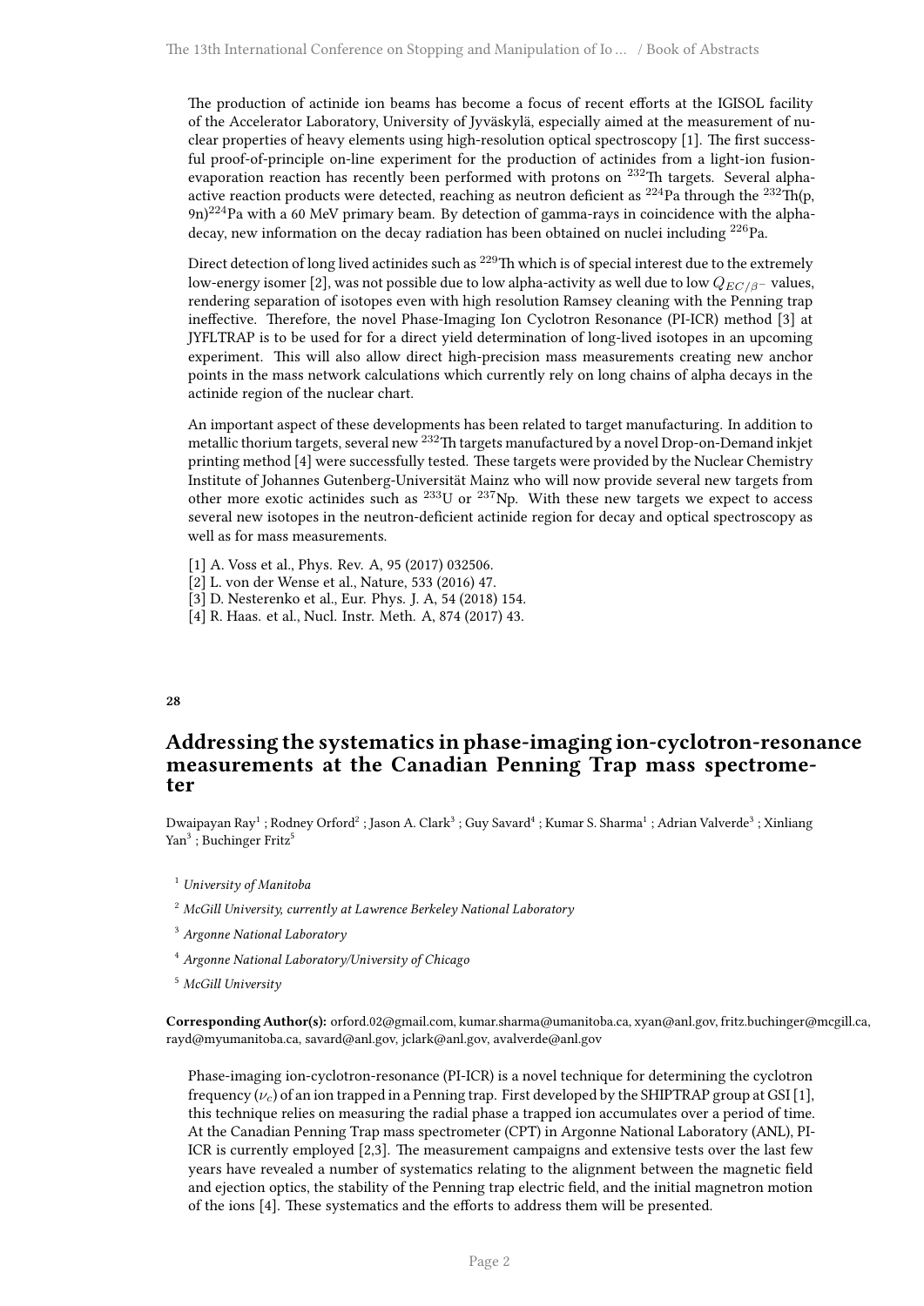The production of actinide ion beams has become a focus of recent efforts at the IGISOL facility of the Accelerator Laboratory, University of Jyväskylä, especially aimed at the measurement of nuclear properties of heavy elements using high-resolution optical spectroscopy [1]. The first successful proof-of-principle on-line experiment for the production of actinides from a light-ion fusion-evaporation reaction has recently been performed with protons on $^{232}$Th targets. Several alpha-active reaction products were detected, reaching as neutron deficient as $^{224}$Pa through the $^{232}$Th(p, 9n)$^{224}$Pa with a 60 MeV primary beam. By detection of gamma-rays in coincidence with the alpha-decay, new information on the decay radiation has been obtained on nuclei including $^{226}$Pa.

Direct detection of long lived actinides such as $^{229}$Th which is of special interest due to the extremely low-energy isomer [2], was not possible due to low alpha-activity as well due to low $Q_{EC/\beta^-}$ values, rendering separation of isotopes even with high resolution Ramsey cleaning with the Penning trap ineffective. Therefore, the novel Phase-Imaging Ion Cyclotron Resonance (PI-ICR) method [3] at JYFLTRAP is to be used for for a direct yield determination of long-lived isotopes in an upcoming experiment. This will also allow direct high-precision mass measurements creating new anchor points in the mass network calculations which currently rely on long chains of alpha decays in the actinide region of the nuclear chart.

An important aspect of these developments has been related to target manufacturing. In addition to metallic thorium targets, several new $^{232}$Th targets manufactured by a novel Drop-on-Demand inkjet printing method [4] were successfully tested. These targets were provided by the Nuclear Chemistry Institute of Johannes Gutenberg-Universität Mainz who will now provide several new targets from other more exotic actinides such as $^{233}$U or $^{237}$Np. With these new targets we expect to access several new isotopes in the neutron-deficient actinide region for decay and optical spectroscopy as well as for mass measurements.

[1] A. Voss et al., Phys. Rev. A, 95 (2017) 032506.
[2] L. von der Wense et al., Nature, 533 (2016) 47.
[3] D. Nesterenko et al., Eur. Phys. J. A, 54 (2018) 154.
[4] R. Haas. et al., Nucl. Instr. Meth. A, 874 (2017) 43.

**28**

## Addressing the systematics in phase-imaging ion-cyclotron-resonance measurements at the Canadian Penning Trap mass spectrometer

Dwaipayan Ray[1] ; Rodney Orford[2] ; Jason A. Clark[3] ; Guy Savard[4] ; Kumar S. Sharma[1] ; Adrian Valverde[3] ; Xinliang Yan[3] ; Buchinger Fritz[5]

[1] *University of Manitoba*

[2] *McGill University, currently at Lawrence Berkeley National Laboratory*

[3] *Argonne National Laboratory*

[4] *Argonne National Laboratory/University of Chicago*

[5] *McGill University*

**Corresponding Author(s):** orford.02@gmail.com, kumar.sharma@umanitoba.ca, xyan@anl.gov, fritz.buchinger@mcgill.ca, rayd@myumanitoba.ca, savard@anl.gov, jclark@anl.gov, avalverde@anl.gov

Phase-imaging ion-cyclotron-resonance (PI-ICR) is a novel technique for determining the cyclotron frequency ($\nu_c$) of an ion trapped in a Penning trap. First developed by the SHIPTRAP group at GSI [1], this technique relies on measuring the radial phase a trapped ion accumulates over a period of time. At the Canadian Penning Trap mass spectrometer (CPT) in Argonne National Laboratory (ANL), PI-ICR is currently employed [2,3]. The measurement campaigns and extensive tests over the last few years have revealed a number of systematics relating to the alignment between the magnetic field and ejection optics, the stability of the Penning trap electric field, and the initial magnetron motion of the ions [4]. These systematics and the efforts to address them will be presented.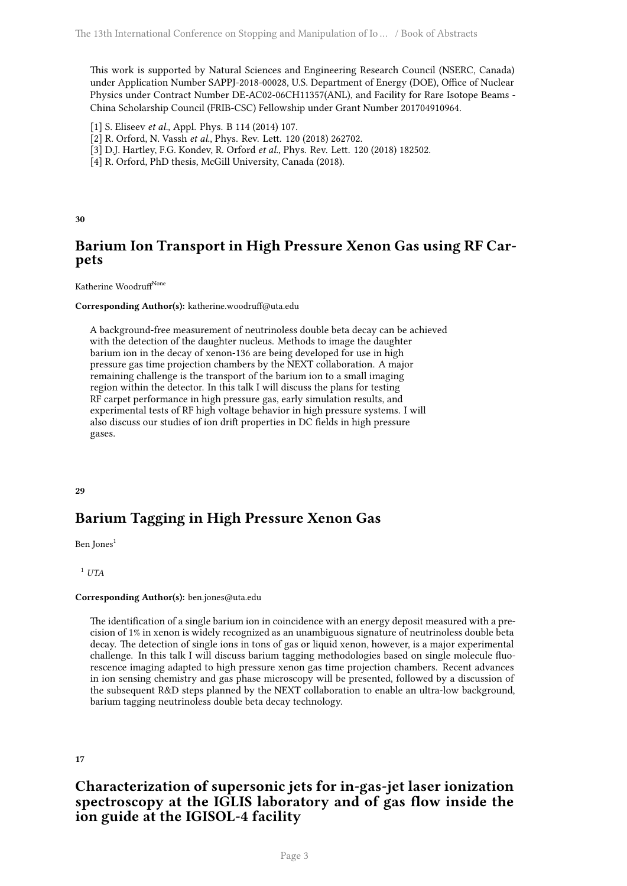This work is supported by Natural Sciences and Engineering Research Council (NSERC, Canada) under Application Number SAPPJ-2018-00028, U.S. Department of Energy (DOE), Office of Nuclear Physics under Contract Number DE-AC02-06CH11357(ANL), and Facility for Rare Isotope Beams - China Scholarship Council (FRIB-CSC) Fellowship under Grant Number 201704910964.

[1] S. Eliseev *et al.*, Appl. Phys. B 114 (2014) 107.
[2] R. Orford, N. Vassh *et al.*, Phys. Rev. Lett. 120 (2018) 262702.
[3] D.J. Hartley, F.G. Kondev, R. Orford *et al.*, Phys. Rev. Lett. 120 (2018) 182502.
[4] R. Orford, PhD thesis, McGill University, Canada (2018).

**30**

## Barium Ion Transport in High Pressure Xenon Gas using RF Carpets

Katherine Woodruff[None]

**Corresponding Author(s):** katherine.woodruff@uta.edu

A background-free measurement of neutrinoless double beta decay can be achieved with the detection of the daughter nucleus. Methods to image the daughter barium ion in the decay of xenon-136 are being developed for use in high pressure gas time projection chambers by the NEXT collaboration. A major remaining challenge is the transport of the barium ion to a small imaging region within the detector. In this talk I will discuss the plans for testing RF carpet performance in high pressure gas, early simulation results, and experimental tests of RF high voltage behavior in high pressure systems. I will also discuss our studies of ion drift properties in DC fields in high pressure gases.

**29**

## Barium Tagging in High Pressure Xenon Gas

Ben Jones[1]

[1] *UTA*

**Corresponding Author(s):** ben.jones@uta.edu

The identification of a single barium ion in coincidence with an energy deposit measured with a precision of 1% in xenon is widely recognized as an unambiguous signature of neutrinoless double beta decay. The detection of single ions in tons of gas or liquid xenon, however, is a major experimental challenge. In this talk I will discuss barium tagging methodologies based on single molecule fluorescence imaging adapted to high pressure xenon gas time projection chambers. Recent advances in ion sensing chemistry and gas phase microscopy will be presented, followed by a discussion of the subsequent R&D steps planned by the NEXT collaboration to enable an ultra-low background, barium tagging neutrinoless double beta decay technology.

**17**

## Characterization of supersonic jets for in-gas-jet laser ionization spectroscopy at the IGLIS laboratory and of gas flow inside the ion guide at the IGISOL-4 facility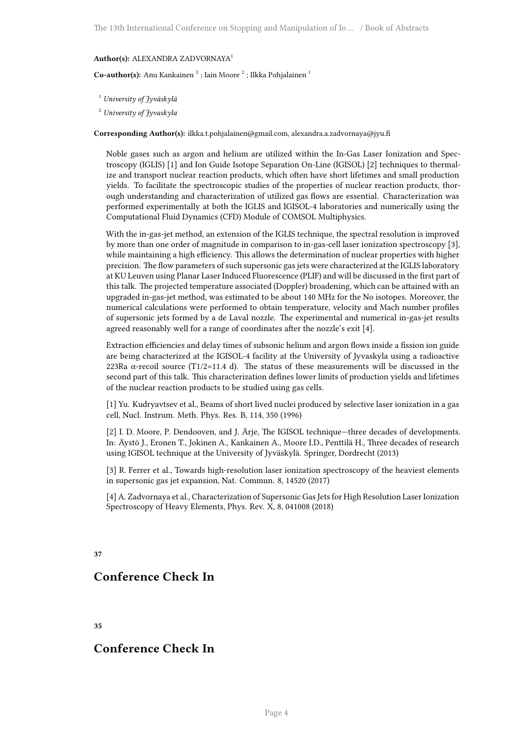**Author(s):** ALEXANDRA ZADVORNAYA[1]

**Co-author(s):** Anu Kankainen [2] ; Iain Moore [2] ; Ilkka Pohjalainen [1]

[1] *University of Jyväskylä*

[2] *University of Jyvaskyla*

**Corresponding Author(s):** ilkka.t.pohjalainen@gmail.com, alexandra.a.zadvornaya@jyu.fi

Noble gases such as argon and helium are utilized within the In-Gas Laser Ionization and Spectroscopy (IGLIS) [1] and Ion Guide Isotope Separation On-Line (IGISOL) [2] techniques to thermalize and transport nuclear reaction products, which often have short lifetimes and small production yields. To facilitate the spectroscopic studies of the properties of nuclear reaction products, thorough understanding and characterization of utilized gas flows are essential. Characterization was performed experimentally at both the IGLIS and IGISOL-4 laboratories and numerically using the Computational Fluid Dynamics (CFD) Module of COMSOL Multiphysics.

With the in-gas-jet method, an extension of the IGLIS technique, the spectral resolution is improved by more than one order of magnitude in comparison to in-gas-cell laser ionization spectroscopy [3], while maintaining a high efficiency. This allows the determination of nuclear properties with higher precision. The flow parameters of such supersonic gas jets were characterized at the IGLIS laboratory at KU Leuven using Planar Laser Induced Fluorescence (PLIF) and will be discussed in the first part of this talk. The projected temperature associated (Doppler) broadening, which can be attained with an upgraded in-gas-jet method, was estimated to be about 140 MHz for the No isotopes. Moreover, the numerical calculations were performed to obtain temperature, velocity and Mach number profiles of supersonic jets formed by a de Laval nozzle. The experimental and numerical in-gas-jet results agreed reasonably well for a range of coordinates after the nozzle's exit [4].

Extraction efficiencies and delay times of subsonic helium and argon flows inside a fission ion guide are being characterized at the IGISOL-4 facility at the University of Jyvaskyla using a radioactive 223Ra α-recoil source ($T_{1/2}$=11.4 d). The status of these measurements will be discussed in the second part of this talk. This characterization defines lower limits of production yields and lifetimes of the nuclear reaction products to be studied using gas cells.

[1] Yu. Kudryavtsev et al., Beams of short lived nuclei produced by selective laser ionization in a gas cell, Nucl. Instrum. Meth. Phys. Res. B, 114, 350 (1996)

[2] I. D. Moore, P. Dendooven, and J. Ärje, The IGISOL technique—three decades of developments. In: Äystö J., Eronen T., Jokinen A., Kankainen A., Moore I.D., Penttilä H., Three decades of research using IGISOL technique at the University of Jyväskylä. Springer, Dordrecht (2013)

[3] R. Ferrer et al., Towards high-resolution laser ionization spectroscopy of the heaviest elements in supersonic gas jet expansion, Nat. Commun. 8, 14520 (2017)

[4] A. Zadvornaya et al., Characterization of Supersonic Gas Jets for High Resolution Laser Ionization Spectroscopy of Heavy Elements, Phys. Rev. X, 8, 041008 (2018)

**37**

## Conference Check In

**35**

## Conference Check In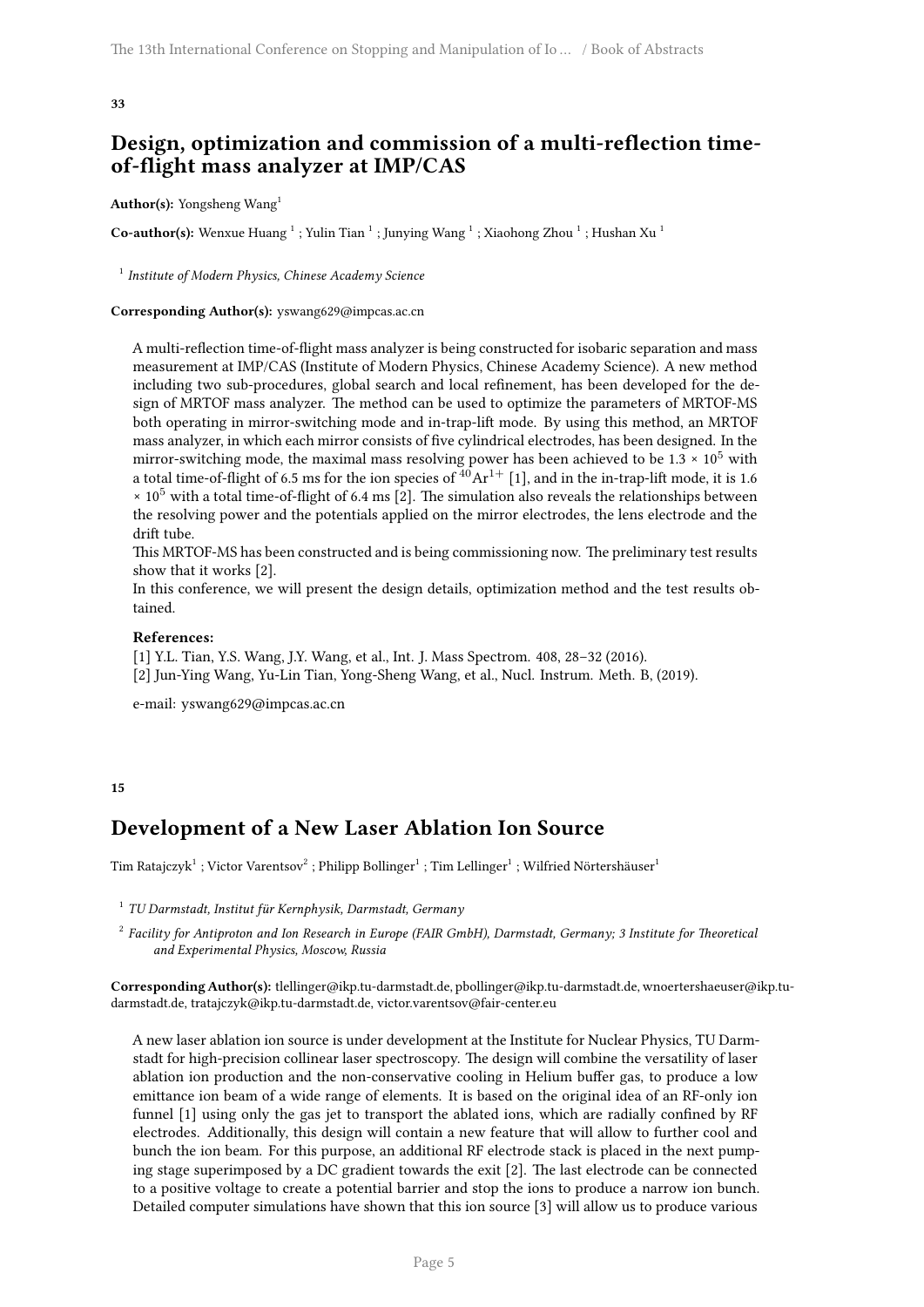**33**

## Design, optimization and commission of a multi-reflection time-of-flight mass analyzer at IMP/CAS

**Author(s):** Yongsheng Wang[1]

**Co-author(s):** Wenxue Huang [1] ; Yulin Tian [1] ; Junying Wang [1] ; Xiaohong Zhou [1] ; Hushan Xu [1]

[1] *Institute of Modern Physics, Chinese Academy Science*

**Corresponding Author(s):** yswang629@impcas.ac.cn

A multi-reflection time-of-flight mass analyzer is being constructed for isobaric separation and mass measurement at IMP/CAS (Institute of Modern Physics, Chinese Academy Science). A new method including two sub-procedures, global search and local refinement, has been developed for the design of MRTOF mass analyzer. The method can be used to optimize the parameters of MRTOF-MS both operating in mirror-switching mode and in-trap-lift mode. By using this method, an MRTOF mass analyzer, in which each mirror consists of five cylindrical electrodes, has been designed. In the mirror-switching mode, the maximal mass resolving power has been achieved to be $1.3 \times 10^5$ with a total time-of-flight of 6.5 ms for the ion species of $^{40}Ar^{1+}$ [1], and in the in-trap-lift mode, it is $1.6 \times 10^5$ with a total time-of-flight of 6.4 ms [2]. The simulation also reveals the relationships between the resolving power and the potentials applied on the mirror electrodes, the lens electrode and the drift tube.

This MRTOF-MS has been constructed and is being commissioning now. The preliminary test results show that it works [2].

In this conference, we will present the design details, optimization method and the test results obtained.

**References:**

[1] Y.L. Tian, Y.S. Wang, J.Y. Wang, et al., Int. J. Mass Spectrom. 408, 28–32 (2016).

[2] Jun-Ying Wang, Yu-Lin Tian, Yong-Sheng Wang, et al., Nucl. Instrum. Meth. B, (2019).

e-mail: yswang629@impcas.ac.cn

**15**

## Development of a New Laser Ablation Ion Source

Tim Ratajczyk[1] ; Victor Varentsov[2] ; Philipp Bollinger[1] ; Tim Lellinger[1] ; Wilfried Nörtershäuser[1]

[1] *TU Darmstadt, Institut für Kernphysik, Darmstadt, Germany*

[2] *Facility for Antiproton and Ion Research in Europe (FAIR GmbH), Darmstadt, Germany; 3 Institute for Theoretical and Experimental Physics, Moscow, Russia*

**Corresponding Author(s):** tlellinger@ikp.tu-darmstadt.de, pbollinger@ikp.tu-darmstadt.de, wnoertershaeuser@ikp.tu-darmstadt.de, tratajczyk@ikp.tu-darmstadt.de, victor.varentsov@fair-center.eu

A new laser ablation ion source is under development at the Institute for Nuclear Physics, TU Darmstadt for high-precision collinear laser spectroscopy. The design will combine the versatility of laser ablation ion production and the non-conservative cooling in Helium buffer gas, to produce a low emittance ion beam of a wide range of elements. It is based on the original idea of an RF-only ion funnel [1] using only the gas jet to transport the ablated ions, which are radially confined by RF electrodes. Additionally, this design will contain a new feature that will allow to further cool and bunch the ion beam. For this purpose, an additional RF electrode stack is placed in the next pumping stage superimposed by a DC gradient towards the exit [2]. The last electrode can be connected to a positive voltage to create a potential barrier and stop the ions to produce a narrow ion bunch. Detailed computer simulations have shown that this ion source [3] will allow us to produce various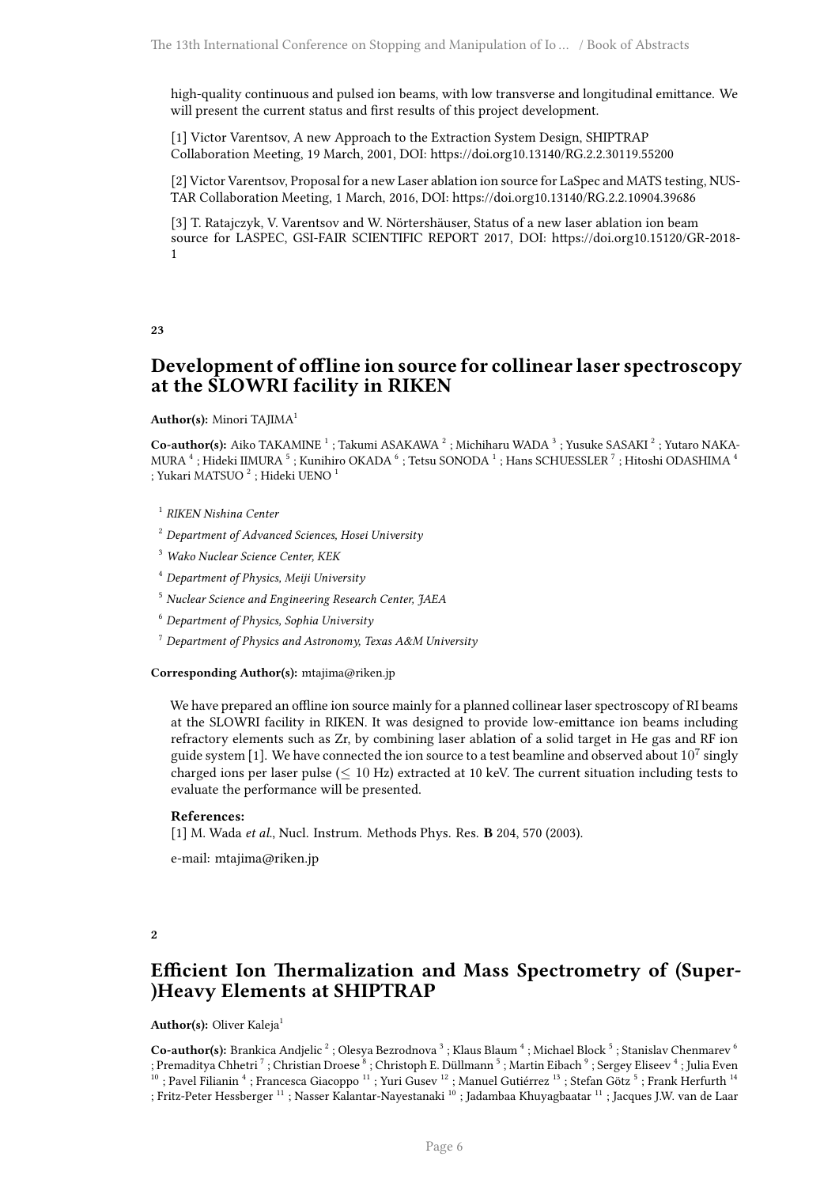high-quality continuous and pulsed ion beams, with low transverse and longitudinal emittance. We will present the current status and first results of this project development.

[1] Victor Varentsov, A new Approach to the Extraction System Design, SHIPTRAP Collaboration Meeting, 19 March, 2001, DOI: https://doi.org10.13140/RG.2.2.30119.55200

[2] Victor Varentsov, Proposal for a new Laser ablation ion source for LaSpec and MATS testing, NUSTAR Collaboration Meeting, 1 March, 2016, DOI: https://doi.org10.13140/RG.2.2.10904.39686

[3] T. Ratajczyk, V. Varentsov and W. Nörtershäuser, Status of a new laser ablation ion beam source for LASPEC, GSI-FAIR SCIENTIFIC REPORT 2017, DOI: https://doi.org10.15120/GR-2018-1

**23**

## Development of offline ion source for collinear laser spectroscopy at the SLOWRI facility in RIKEN

**Author(s):** Minori TAJIMA[1]

**Co-author(s):** Aiko TAKAMINE [1] ; Takumi ASAKAWA [2] ; Michiharu WADA [3] ; Yusuke SASAKI [2] ; Yutaro NAKAMURA [4] ; Hideki IIMURA [5] ; Kunihiro OKADA [6] ; Tetsu SONODA [1] ; Hans SCHUESSLER [7] ; Hitoshi ODASHIMA [4] ; Yukari MATSUO [2] ; Hideki UENO [1]

[1] *RIKEN Nishina Center*

[2] *Department of Advanced Sciences, Hosei University*

[3] *Wako Nuclear Science Center, KEK*

[4] *Department of Physics, Meiji University*

[5] *Nuclear Science and Engineering Research Center, JAEA*

[6] *Department of Physics, Sophia University*

[7] *Department of Physics and Astronomy, Texas A&M University*

**Corresponding Author(s):** mtajima@riken.jp

We have prepared an offline ion source mainly for a planned collinear laser spectroscopy of RI beams at the SLOWRI facility in RIKEN. It was designed to provide low-emittance ion beams including refractory elements such as Zr, by combining laser ablation of a solid target in He gas and RF ion guide system [1]. We have connected the ion source to a test beamline and observed about $10^7$ singly charged ions per laser pulse ($\leq$ 10 Hz) extracted at 10 keV. The current situation including tests to evaluate the performance will be presented.

**References:**
[1] M. Wada *et al.*, Nucl. Instrum. Methods Phys. Res. **B** 204, 570 (2003).

e-mail: mtajima@riken.jp

**2**

## Efficient Ion Thermalization and Mass Spectrometry of (Super-)Heavy Elements at SHIPTRAP

**Author(s):** Oliver Kaleja[1]

**Co-author(s):** Brankica Andjelic [2] ; Olesya Bezrodnova [3] ; Klaus Blaum [4] ; Michael Block [5] ; Stanislav Chenmarev [6] ; Premaditya Chhetri [7] ; Christian Droese [8] ; Christoph E. Düllmann [5] ; Martin Eibach [9] ; Sergey Eliseev [4] ; Julia Even [10] ; Pavel Filianin [4] ; Francesca Giacoppo [11] ; Yuri Gusev [12] ; Manuel Gutiérrez [13] ; Stefan Götz [5] ; Frank Herfurth [14] ; Fritz-Peter Hessberger [11] ; Nasser Kalantar-Nayestanaki [10] ; Jadambaa Khuyagbaatar [11] ; Jacques J.W. van de Laar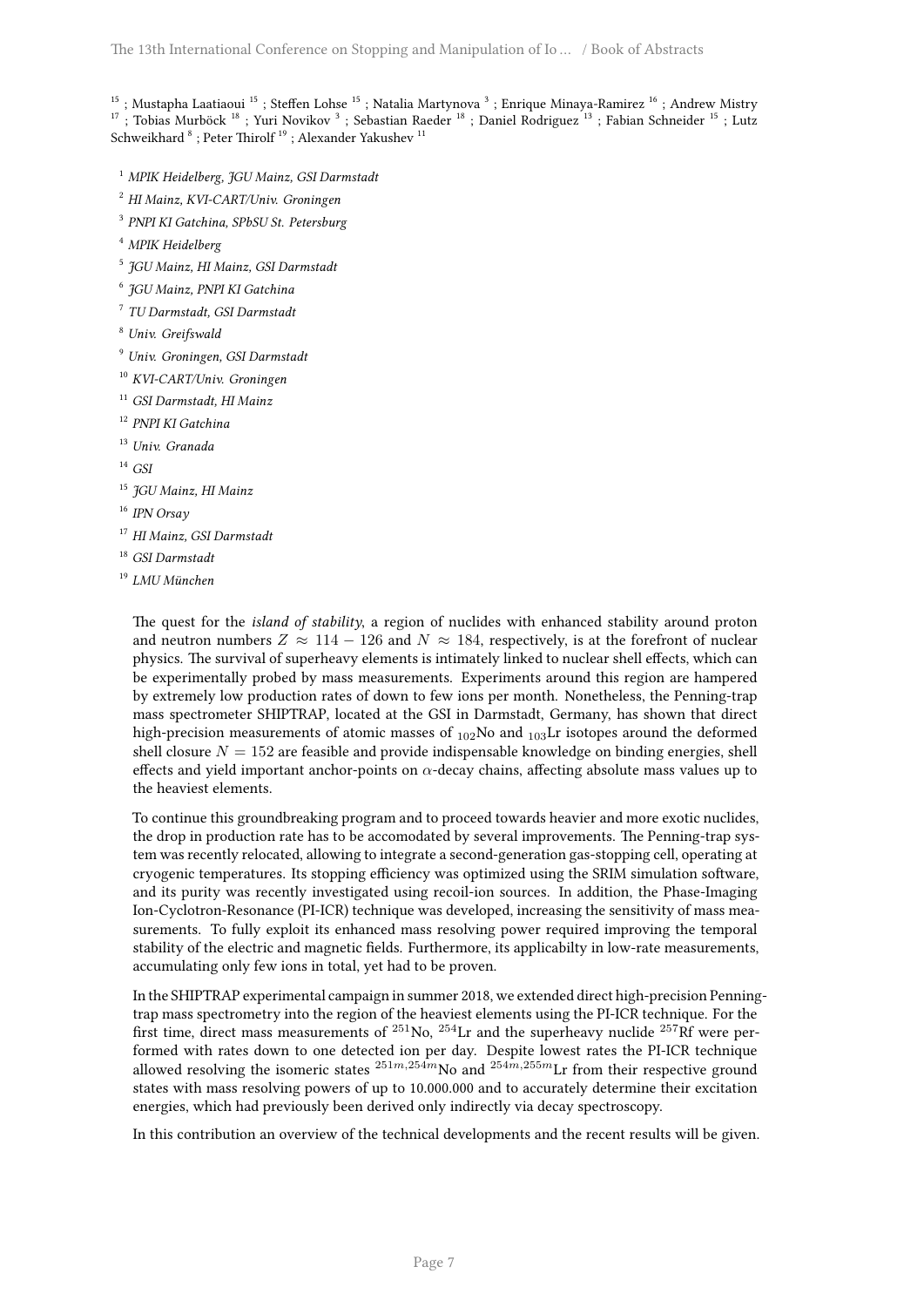[15] ; Mustapha Laatiaoui [15] ; Steffen Lohse [15] ; Natalia Martynova [3] ; Enrique Minaya-Ramirez [16] ; Andrew Mistry [17] ; Tobias Murböck [18] ; Yuri Novikov [3] ; Sebastian Raeder [18] ; Daniel Rodriguez [13] ; Fabian Schneider [15] ; Lutz Schweikhard [8] ; Peter Thirolf [19] ; Alexander Yakushev [11]

[1] *MPIK Heidelberg, JGU Mainz, GSI Darmstadt*

[2] *HI Mainz, KVI-CART/Univ. Groningen*

[3] *PNPI KI Gatchina, SPbSU St. Petersburg*

[4] *MPIK Heidelberg*

[5] *JGU Mainz, HI Mainz, GSI Darmstadt*

[6] *JGU Mainz, PNPI KI Gatchina*

[7] *TU Darmstadt, GSI Darmstadt*

[8] *Univ. Greifswald*

[9] *Univ. Groningen, GSI Darmstadt*

[10] *KVI-CART/Univ. Groningen*

[11] *GSI Darmstadt, HI Mainz*

[12] *PNPI KI Gatchina*

[13] *Univ. Granada*

[14] *GSI*

[15] *JGU Mainz, HI Mainz*

[16] *IPN Orsay*

[17] *HI Mainz, GSI Darmstadt*

[18] *GSI Darmstadt*

[19] *LMU München*

The quest for the *island of stability*, a region of nuclides with enhanced stability around proton and neutron numbers $Z \approx 114 - 126$ and $N \approx 184$, respectively, is at the forefront of nuclear physics. The survival of superheavy elements is intimately linked to nuclear shell effects, which can be experimentally probed by mass measurements. Experiments around this region are hampered by extremely low production rates of down to few ions per month. Nonetheless, the Penning-trap mass spectrometer SHIPTRAP, located at the GSI in Darmstadt, Germany, has shown that direct high-precision measurements of atomic masses of $_{102}$No and $_{103}$Lr isotopes around the deformed shell closure $N = 152$ are feasible and provide indispensable knowledge on binding energies, shell effects and yield important anchor-points on $\alpha$-decay chains, affecting absolute mass values up to the heaviest elements.

To continue this groundbreaking program and to proceed towards heavier and more exotic nuclides, the drop in production rate has to be accomodated by several improvements. The Penning-trap system was recently relocated, allowing to integrate a second-generation gas-stopping cell, operating at cryogenic temperatures. Its stopping efficiency was optimized using the SRIM simulation software, and its purity was recently investigated using recoil-ion sources. In addition, the Phase-Imaging Ion-Cyclotron-Resonance (PI-ICR) technique was developed, increasing the sensitivity of mass measurements. To fully exploit its enhanced mass resolving power required improving the temporal stability of the electric and magnetic fields. Furthermore, its applicabilty in low-rate measurements, accumulating only few ions in total, yet had to be proven.

In the SHIPTRAP experimental campaign in summer 2018, we extended direct high-precision Penning-trap mass spectrometry into the region of the heaviest elements using the PI-ICR technique. For the first time, direct mass measurements of $^{251}$No, $^{254}$Lr and the superheavy nuclide $^{257}$Rf were performed with rates down to one detected ion per day. Despite lowest rates the PI-ICR technique allowed resolving the isomeric states $^{251m,254m}$No and $^{254m,255m}$Lr from their respective ground states with mass resolving powers of up to 10.000.000 and to accurately determine their excitation energies, which had previously been derived only indirectly via decay spectroscopy.

In this contribution an overview of the technical developments and the recent results will be given.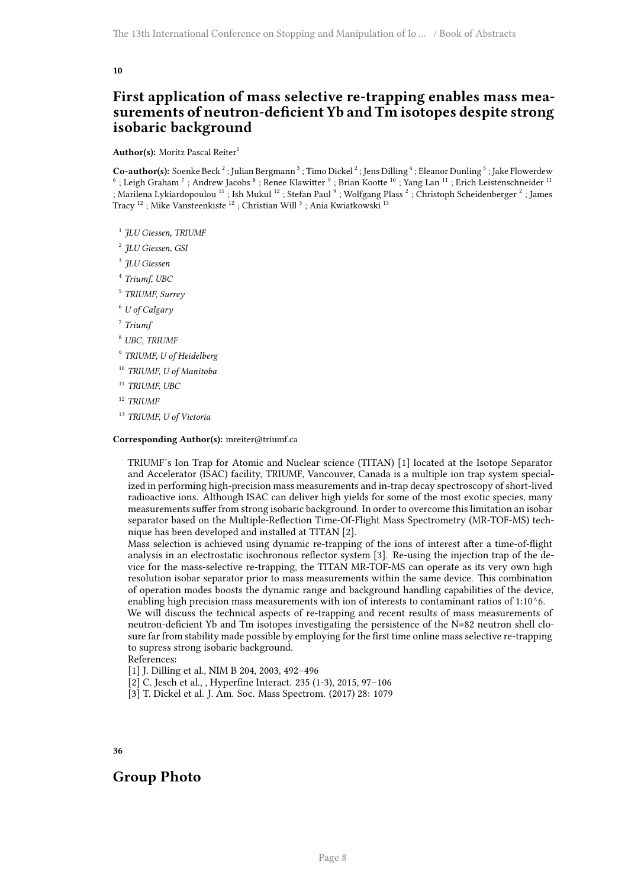**10**

## First application of mass selective re-trapping enables mass measurements of neutron-deficient Yb and Tm isotopes despite strong isobaric background

**Author(s):** Moritz Pascal Reiter[1]

**Co-author(s):** Soenke Beck [2] ; Julian Bergmann [3] ; Timo Dickel [2] ; Jens Dilling [4] ; Eleanor Dunling [5] ; Jake Flowerdew [6] ; Leigh Graham [7] ; Andrew Jacobs [8] ; Renee Klawitter [9] ; Brian Kootte [10] ; Yang Lan [11] ; Erich Leistenschneider [11] ; Marilena Lykiardopoulou [11] ; Ish Mukul [12] ; Stefan Paul [9] ; Wolfgang Plass [2] ; Christoph Scheidenberger [2] ; James Tracy [12] ; Mike Vansteenkiste [12] ; Christian Will [3] ; Ania Kwiatkowski [13]

[1] *JLU Giessen, TRIUMF*

[2] *JLU Giessen, GSI*

[3] *JLU Giessen*

[4] *Triumf, UBC*

[5] *TRIUMF, Surrey*

[6] *U of Calgary*

[7] *Triumf*

[8] *UBC, TRIUMF*

[9] *TRIUMF, U of Heidelberg*

[10] *TRIUMF, U of Manitoba*

[11] *TRIUMF, UBC*

[12] *TRIUMF*

[13] *TRIUMF, U of Victoria*

**Corresponding Author(s):** mreiter@triumf.ca

TRIUMF's Ion Trap for Atomic and Nuclear science (TITAN) [1] located at the Isotope Separator and Accelerator (ISAC) facility, TRIUMF, Vancouver, Canada is a multiple ion trap system specialized in performing high-precision mass measurements and in-trap decay spectroscopy of short-lived radioactive ions. Although ISAC can deliver high yields for some of the most exotic species, many measurements suffer from strong isobaric background. In order to overcome this limitation an isobar separator based on the Multiple-Reflection Time-Of-Flight Mass Spectrometry (MR-TOF-MS) technique has been developed and installed at TITAN [2].

Mass selection is achieved using dynamic re-trapping of the ions of interest after a time-of-flight analysis in an electrostatic isochronous reflector system [3]. Re-using the injection trap of the device for the mass-selective re-trapping, the TITAN MR-TOF-MS can operate as its very own high resolution isobar separator prior to mass measurements within the same device. This combination of operation modes boosts the dynamic range and background handling capabilities of the device, enabling high precision mass measurements with ion of interests to contaminant ratios of $1:10^6$.

We will discuss the technical aspects of re-trapping and recent results of mass measurements of neutron-deficient Yb and Tm isotopes investigating the persistence of the N=82 neutron shell closure far from stability made possible by employing for the first time online mass selective re-trapping to supress strong isobaric background.

References:

[1] J. Dilling et al., NIM B 204, 2003, 492–496

[2] C. Jesch et al., , Hyperfine Interact. 235 (1-3), 2015, 97–106

[3] T. Dickel et al. J. Am. Soc. Mass Spectrom. (2017) 28: 1079

**36**

## Group Photo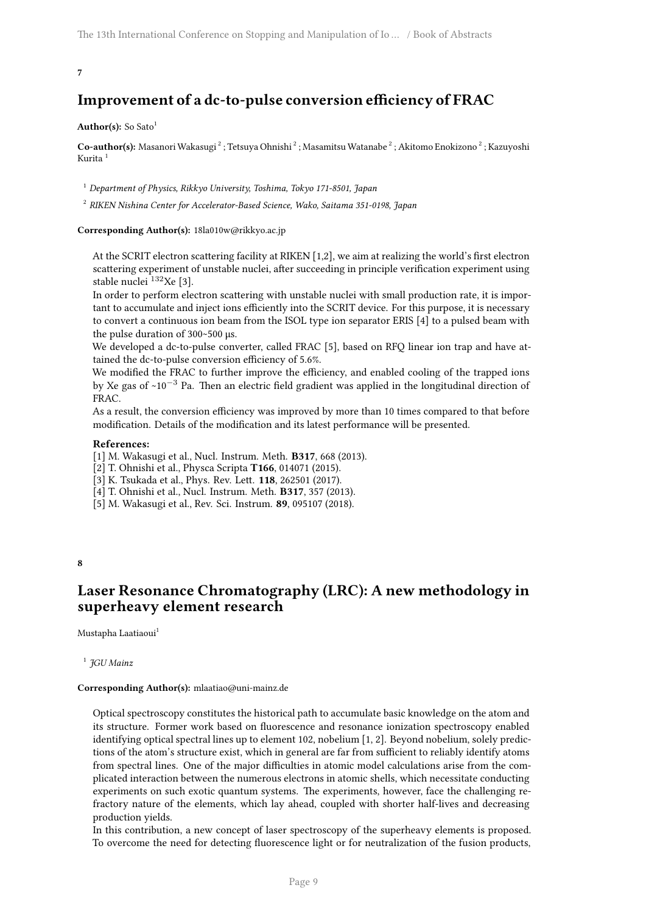**7**

## Improvement of a dc-to-pulse conversion efficiency of FRAC

**Author(s):** So Sato[1]

**Co-author(s):** Masanori Wakasugi [2] ; Tetsuya Ohnishi [2] ; Masamitsu Watanabe [2] ; Akitomo Enokizono [2] ; Kazuyoshi Kurita [1]

[1] *Department of Physics, Rikkyo University, Toshima, Tokyo 171-8501, Japan*

[2] *RIKEN Nishina Center for Accelerator-Based Science, Wako, Saitama 351-0198, Japan*

**Corresponding Author(s):** 18la010w@rikkyo.ac.jp

At the SCRIT electron scattering facility at RIKEN [1,2], we aim at realizing the world's first electron scattering experiment of unstable nuclei, after succeeding in principle verification experiment using stable nuclei $^{132}$Xe [3].

In order to perform electron scattering with unstable nuclei with small production rate, it is important to accumulate and inject ions efficiently into the SCRIT device. For this purpose, it is necessary to convert a continuous ion beam from the ISOL type ion separator ERIS [4] to a pulsed beam with the pulse duration of 300~500 μs.

We developed a dc-to-pulse converter, called FRAC [5], based on RFQ linear ion trap and have attained the dc-to-pulse conversion efficiency of 5.6%.

We modified the FRAC to further improve the efficiency, and enabled cooling of the trapped ions by Xe gas of ~$10^{-3}$ Pa. Then an electric field gradient was applied in the longitudinal direction of FRAC.

As a result, the conversion efficiency was improved by more than 10 times compared to that before modification. Details of the modification and its latest performance will be presented.

**References:**

[1] M. Wakasugi et al., Nucl. Instrum. Meth. **B317**, 668 (2013).

[2] T. Ohnishi et al., Physca Scripta **T166**, 014071 (2015).

[3] K. Tsukada et al., Phys. Rev. Lett. **118**, 262501 (2017).

[4] T. Ohnishi et al., Nucl. Instrum. Meth. **B317**, 357 (2013).

[5] M. Wakasugi et al., Rev. Sci. Instrum. **89**, 095107 (2018).

**8**

## Laser Resonance Chromatography (LRC): A new methodology in superheavy element research

Mustapha Laatiaoui[1]

[1] *JGU Mainz*

**Corresponding Author(s):** mlaatiao@uni-mainz.de

Optical spectroscopy constitutes the historical path to accumulate basic knowledge on the atom and its structure. Former work based on fluorescence and resonance ionization spectroscopy enabled identifying optical spectral lines up to element 102, nobelium [1, 2]. Beyond nobelium, solely predictions of the atom's structure exist, which in general are far from sufficient to reliably identify atoms from spectral lines. One of the major difficulties in atomic model calculations arise from the complicated interaction between the numerous electrons in atomic shells, which necessitate conducting experiments on such exotic quantum systems. The experiments, however, face the challenging refractory nature of the elements, which lay ahead, coupled with shorter half-lives and decreasing production yields.

In this contribution, a new concept of laser spectroscopy of the superheavy elements is proposed. To overcome the need for detecting fluorescence light or for neutralization of the fusion products,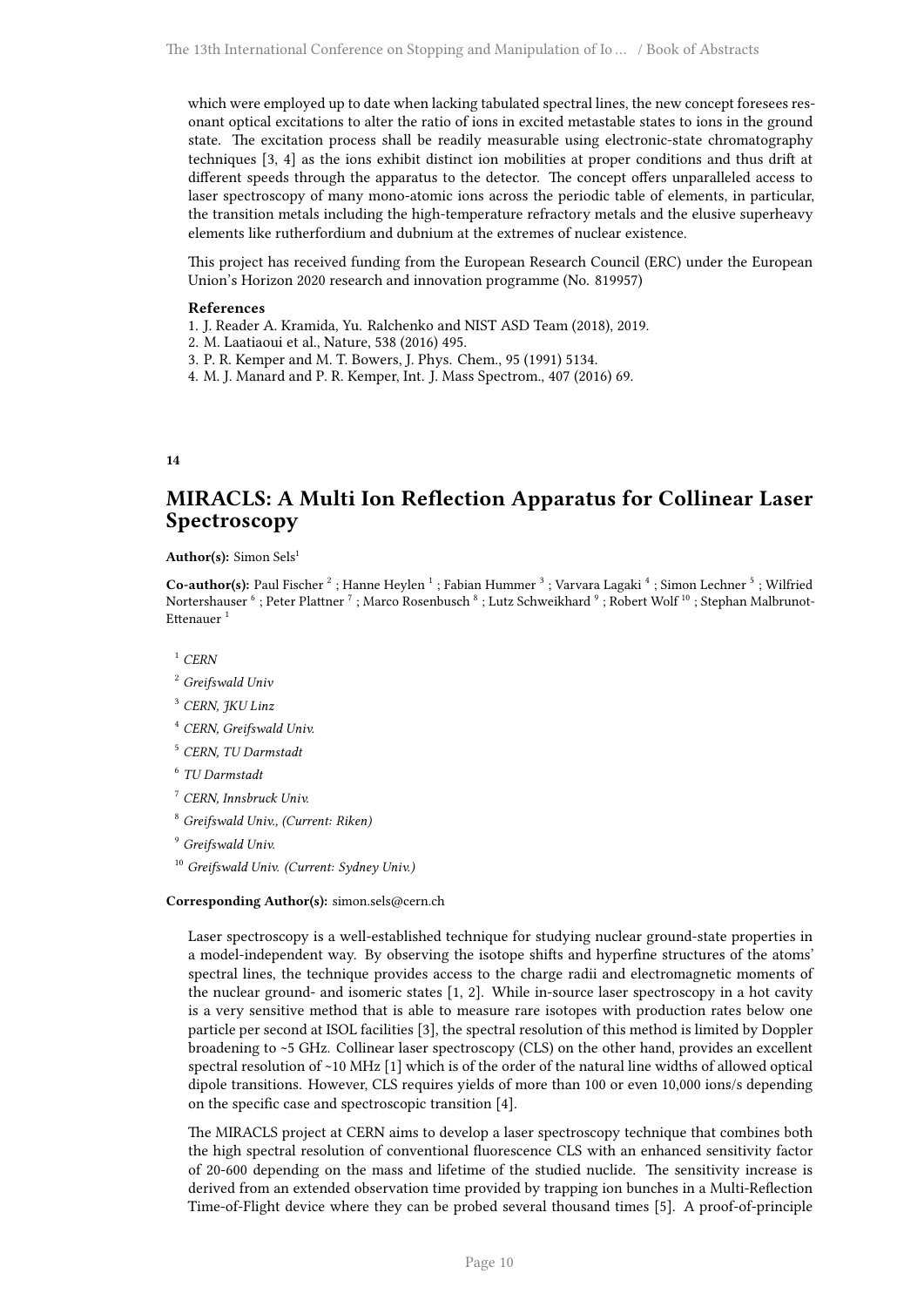which were employed up to date when lacking tabulated spectral lines, the new concept foresees resonant optical excitations to alter the ratio of ions in excited metastable states to ions in the ground state. The excitation process shall be readily measurable using electronic-state chromatography techniques [3, 4] as the ions exhibit distinct ion mobilities at proper conditions and thus drift at different speeds through the apparatus to the detector. The concept offers unparalleled access to laser spectroscopy of many mono-atomic ions across the periodic table of elements, in particular, the transition metals including the high-temperature refractory metals and the elusive superheavy elements like rutherfordium and dubnium at the extremes of nuclear existence.

This project has received funding from the European Research Council (ERC) under the European Union's Horizon 2020 research and innovation programme (No. 819957)

**References**

1. J. Reader A. Kramida, Yu. Ralchenko and NIST ASD Team (2018), 2019.
2. M. Laatiaoui et al., Nature, 538 (2016) 495.
3. P. R. Kemper and M. T. Bowers, J. Phys. Chem., 95 (1991) 5134.
4. M. J. Manard and P. R. Kemper, Int. J. Mass Spectrom., 407 (2016) 69.

**14**

## MIRACLS: A Multi Ion Reflection Apparatus for Collinear Laser Spectroscopy

**Author(s):** Simon Sels[1]

**Co-author(s):** Paul Fischer [2] ; Hanne Heylen [1] ; Fabian Hummer [3] ; Varvara Lagaki [4] ; Simon Lechner [5] ; Wilfried Nortershauser [6] ; Peter Plattner [7] ; Marco Rosenbusch [8] ; Lutz Schweikhard [9] ; Robert Wolf [10] ; Stephan Malbrunot-Ettenauer [1]

[1] *CERN*

[2] *Greifswald Univ*

[3] *CERN, JKU Linz*

[4] *CERN, Greifswald Univ.*

[5] *CERN, TU Darmstadt*

[6] *TU Darmstadt*

[7] *CERN, Innsbruck Univ.*

[8] *Greifswald Univ., (Current: Riken)*

[9] *Greifswald Univ.*

[10] *Greifswald Univ. (Current: Sydney Univ.)*

**Corresponding Author(s):** simon.sels@cern.ch

Laser spectroscopy is a well-established technique for studying nuclear ground-state properties in a model-independent way. By observing the isotope shifts and hyperfine structures of the atoms' spectral lines, the technique provides access to the charge radii and electromagnetic moments of the nuclear ground- and isomeric states [1, 2]. While in-source laser spectroscopy in a hot cavity is a very sensitive method that is able to measure rare isotopes with production rates below one particle per second at ISOL facilities [3], the spectral resolution of this method is limited by Doppler broadening to ~5 GHz. Collinear laser spectroscopy (CLS) on the other hand, provides an excellent spectral resolution of ~10 MHz [1] which is of the order of the natural line widths of allowed optical dipole transitions. However, CLS requires yields of more than 100 or even 10,000 ions/s depending on the specific case and spectroscopic transition [4].

The MIRACLS project at CERN aims to develop a laser spectroscopy technique that combines both the high spectral resolution of conventional fluorescence CLS with an enhanced sensitivity factor of 20-600 depending on the mass and lifetime of the studied nuclide. The sensitivity increase is derived from an extended observation time provided by trapping ion bunches in a Multi-Reflection Time-of-Flight device where they can be probed several thousand times [5]. A proof-of-principle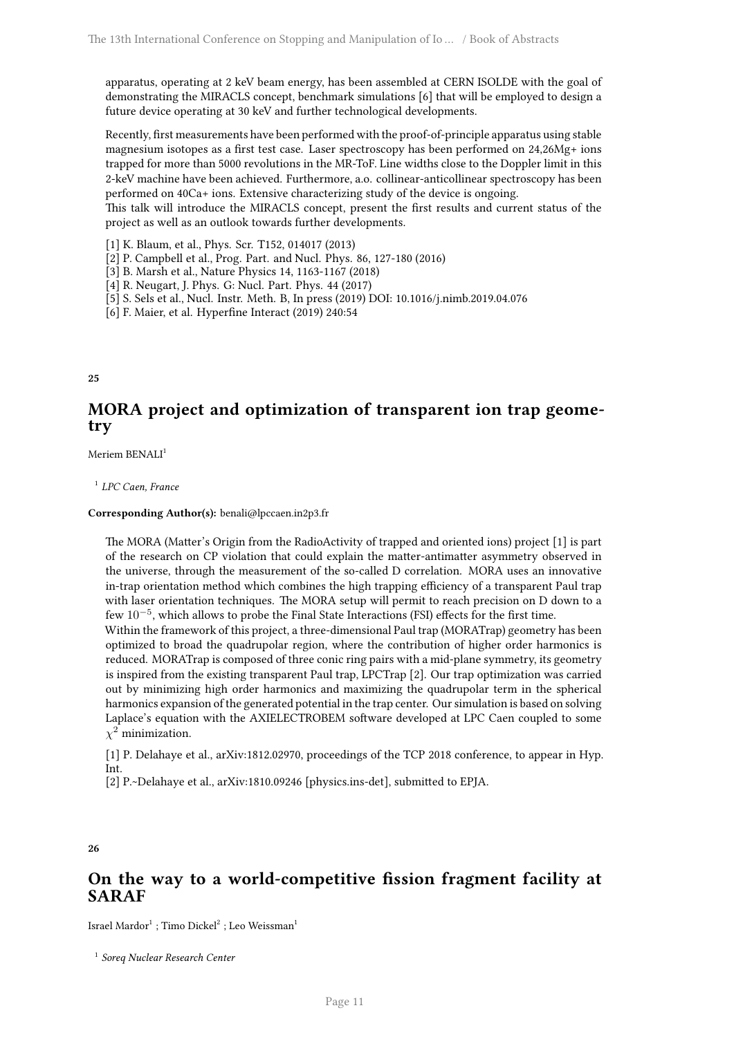apparatus, operating at 2 keV beam energy, has been assembled at CERN ISOLDE with the goal of demonstrating the MIRACLS concept, benchmark simulations [6] that will be employed to design a future device operating at 30 keV and further technological developments.

Recently, first measurements have been performed with the proof-of-principle apparatus using stable magnesium isotopes as a first test case. Laser spectroscopy has been performed on 24,26Mg+ ions trapped for more than 5000 revolutions in the MR-ToF. Line widths close to the Doppler limit in this 2-keV machine have been achieved. Furthermore, a.o. collinear-anticollinear spectroscopy has been performed on 40Ca+ ions. Extensive characterizing study of the device is ongoing.
This talk will introduce the MIRACLS concept, present the first results and current status of the project as well as an outlook towards further developments.

[1] K. Blaum, et al., Phys. Scr. T152, 014017 (2013)
[2] P. Campbell et al., Prog. Part. and Nucl. Phys. 86, 127-180 (2016)
[3] B. Marsh et al., Nature Physics 14, 1163-1167 (2018)
[4] R. Neugart, J. Phys. G: Nucl. Part. Phys. 44 (2017)
[5] S. Sels et al., Nucl. Instr. Meth. B, In press (2019) DOI: 10.1016/j.nimb.2019.04.076
[6] F. Maier, et al. Hyperfine Interact (2019) 240:54

**25**

## MORA project and optimization of transparent ion trap geometry

Meriem BENALI[1]

[1] *LPC Caen, France*

**Corresponding Author(s):** benali@lpccaen.in2p3.fr

The MORA (Matter's Origin from the RadioActivity of trapped and oriented ions) project [1] is part of the research on CP violation that could explain the matter-antimatter asymmetry observed in the universe, through the measurement of the so-called D correlation. MORA uses an innovative in-trap orientation method which combines the high trapping efficiency of a transparent Paul trap with laser orientation techniques. The MORA setup will permit to reach precision on D down to a few $10^{-5}$, which allows to probe the Final State Interactions (FSI) effects for the first time.
Within the framework of this project, a three-dimensional Paul trap (MORATrap) geometry has been optimized to broad the quadrupolar region, where the contribution of higher order harmonics is reduced. MORATrap is composed of three conic ring pairs with a mid-plane symmetry, its geometry is inspired from the existing transparent Paul trap, LPCTrap [2]. Our trap optimization was carried out by minimizing high order harmonics and maximizing the quadrupolar term in the spherical harmonics expansion of the generated potential in the trap center. Our simulation is based on solving Laplace's equation with the AXIELECTROBEM software developed at LPC Caen coupled to some $\chi^2$ minimization.

[1] P. Delahaye et al., arXiv:1812.02970, proceedings of the TCP 2018 conference, to appear in Hyp. Int.
[2] P.~Delahaye et al., arXiv:1810.09246 [physics.ins-det], submitted to EPJA.

**26**

## On the way to a world-competitive fission fragment facility at SARAF

Israel Mardor[1] ; Timo Dickel[2] ; Leo Weissman[1]

[1] *Soreq Nuclear Research Center*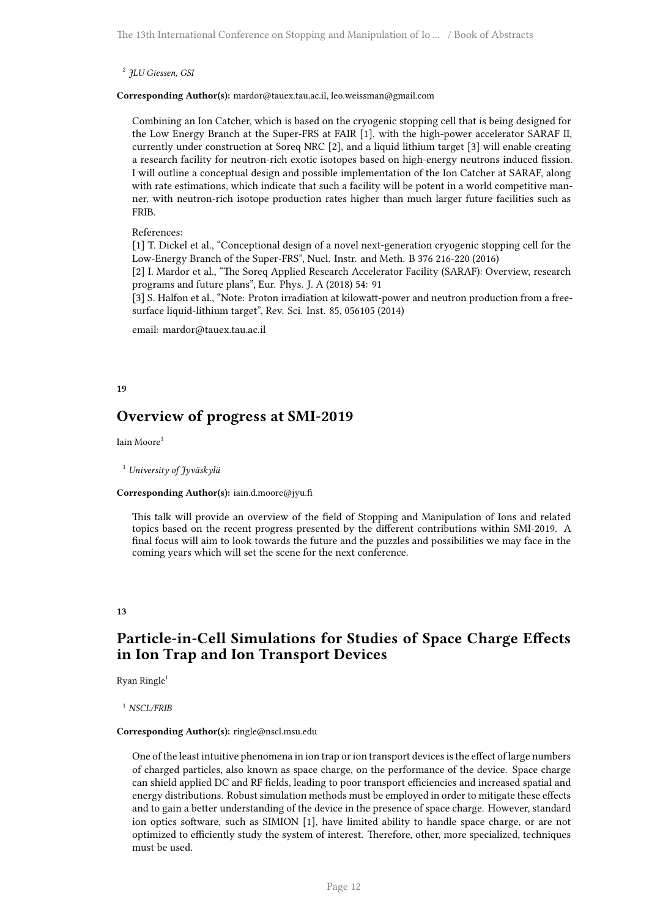[2] *JLU Giessen, GSI*

**Corresponding Author(s):** mardor@tauex.tau.ac.il, leo.weissman@gmail.com

Combining an Ion Catcher, which is based on the cryogenic stopping cell that is being designed for the Low Energy Branch at the Super-FRS at FAIR [1], with the high-power accelerator SARAF II, currently under construction at Soreq NRC [2], and a liquid lithium target [3] will enable creating a research facility for neutron-rich exotic isotopes based on high-energy neutrons induced fission. I will outline a conceptual design and possible implementation of the Ion Catcher at SARAF, along with rate estimations, which indicate that such a facility will be potent in a world competitive manner, with neutron-rich isotope production rates higher than much larger future facilities such as FRIB.

References:
[1] T. Dickel et al., "Conceptional design of a novel next-generation cryogenic stopping cell for the Low-Energy Branch of the Super-FRS", Nucl. Instr. and Meth. B 376 216-220 (2016)
[2] I. Mardor et al., "The Soreq Applied Research Accelerator Facility (SARAF): Overview, research programs and future plans", Eur. Phys. J. A (2018) 54: 91
[3] S. Halfon et al., "Note: Proton irradiation at kilowatt-power and neutron production from a free-surface liquid-lithium target", Rev. Sci. Inst. 85, 056105 (2014)

email: mardor@tauex.tau.ac.il

**19**

## Overview of progress at SMI-2019

Iain Moore[1]

[1] *University of Jyväskylä*

**Corresponding Author(s):** iain.d.moore@jyu.fi

This talk will provide an overview of the field of Stopping and Manipulation of Ions and related topics based on the recent progress presented by the different contributions within SMI-2019. A final focus will aim to look towards the future and the puzzles and possibilities we may face in the coming years which will set the scene for the next conference.

**13**

## Particle-in-Cell Simulations for Studies of Space Charge Effects in Ion Trap and Ion Transport Devices

Ryan Ringle[1]

[1] *NSCL/FRIB*

**Corresponding Author(s):** ringle@nscl.msu.edu

One of the least intuitive phenomena in ion trap or ion transport devices is the effect of large numbers of charged particles, also known as space charge, on the performance of the device. Space charge can shield applied DC and RF fields, leading to poor transport efficiencies and increased spatial and energy distributions. Robust simulation methods must be employed in order to mitigate these effects and to gain a better understanding of the device in the presence of space charge. However, standard ion optics software, such as SIMION [1], have limited ability to handle space charge, or are not optimized to efficiently study the system of interest. Therefore, other, more specialized, techniques must be used.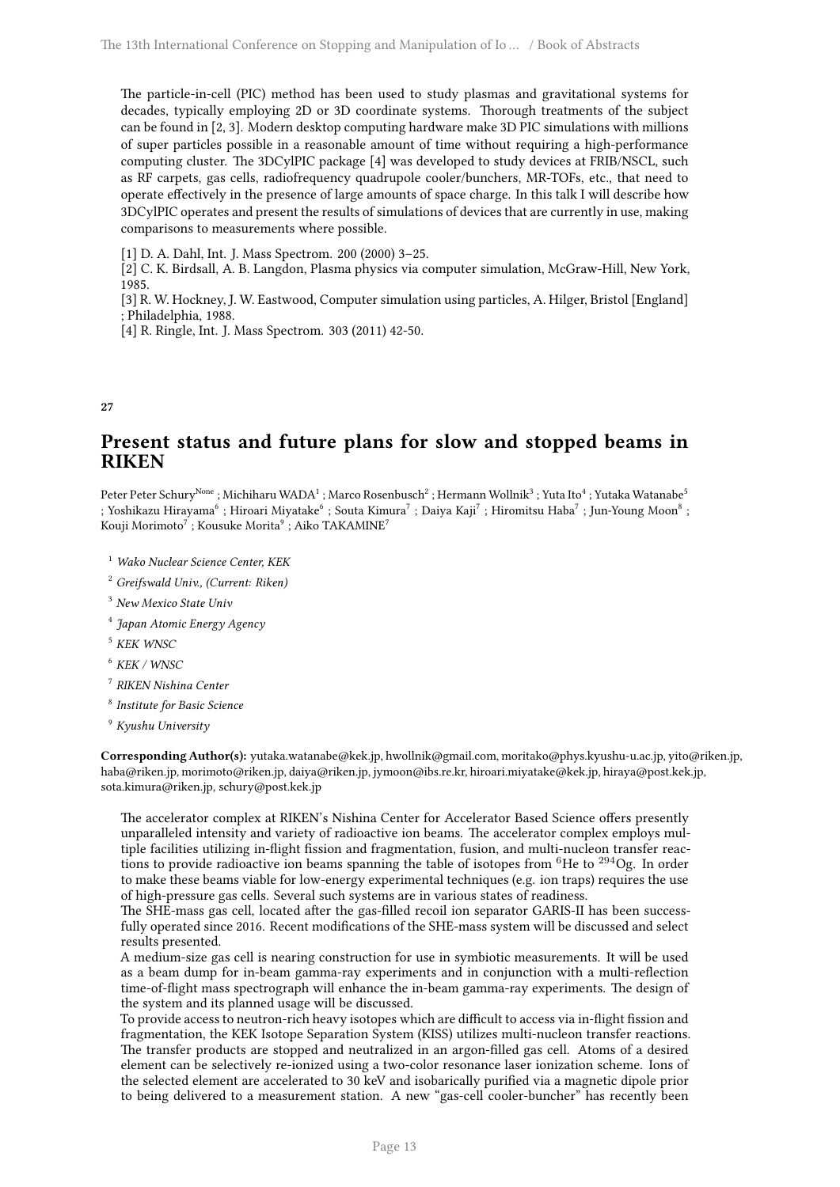The particle-in-cell (PIC) method has been used to study plasmas and gravitational systems for decades, typically employing 2D or 3D coordinate systems. Thorough treatments of the subject can be found in [2, 3]. Modern desktop computing hardware make 3D PIC simulations with millions of super particles possible in a reasonable amount of time without requiring a high-performance computing cluster. The 3DCylPIC package [4] was developed to study devices at FRIB/NSCL, such as RF carpets, gas cells, radiofrequency quadrupole cooler/bunchers, MR-TOFs, etc., that need to operate effectively in the presence of large amounts of space charge. In this talk I will describe how 3DCylPIC operates and present the results of simulations of devices that are currently in use, making comparisons to measurements where possible.

[1] D. A. Dahl, Int. J. Mass Spectrom. 200 (2000) 3–25.
[2] C. K. Birdsall, A. B. Langdon, Plasma physics via computer simulation, McGraw-Hill, New York, 1985.
[3] R. W. Hockney, J. W. Eastwood, Computer simulation using particles, A. Hilger, Bristol [England] ; Philadelphia, 1988.
[4] R. Ringle, Int. J. Mass Spectrom. 303 (2011) 42-50.

**27**

## Present status and future plans for slow and stopped beams in RIKEN

Peter Peter Schury[None] ; Michiharu WADA[1] ; Marco Rosenbusch[2] ; Hermann Wollnik[3] ; Yuta Ito[4] ; Yutaka Watanabe[5] ; Yoshikazu Hirayama[6] ; Hiroari Miyatake[6] ; Souta Kimura[7] ; Daiya Kaji[7] ; Hiromitsu Haba[7] ; Jun-Young Moon[8] ; Kouji Morimoto[7] ; Kousuke Morita[9] ; Aiko TAKAMINE[7]

[1] *Wako Nuclear Science Center, KEK*
[2] *Greifswald Univ., (Current: Riken)*
[3] *New Mexico State Univ*
[4] *Japan Atomic Energy Agency*
[5] *KEK WNSC*
[6] *KEK / WNSC*
[7] *RIKEN Nishina Center*
[8] *Institute for Basic Science*
[9] *Kyushu University*

**Corresponding Author(s):** yutaka.watanabe@kek.jp, hwollnik@gmail.com, moritako@phys.kyushu-u.ac.jp, yito@riken.jp, haba@riken.jp, morimoto@riken.jp, daiya@riken.jp, jymoon@ibs.re.kr, hiroari.miyatake@kek.jp, hiraya@post.kek.jp, sota.kimura@riken.jp, schury@post.kek.jp

The accelerator complex at RIKEN's Nishina Center for Accelerator Based Science offers presently unparalleled intensity and variety of radioactive ion beams. The accelerator complex employs multiple facilities utilizing in-flight fission and fragmentation, fusion, and multi-nucleon transfer reactions to provide radioactive ion beams spanning the table of isotopes from $^{6}$He to $^{294}$Og. In order to make these beams viable for low-energy experimental techniques (e.g. ion traps) requires the use of high-pressure gas cells. Several such systems are in various states of readiness.
The SHE-mass gas cell, located after the gas-filled recoil ion separator GARIS-II has been successfully operated since 2016. Recent modifications of the SHE-mass system will be discussed and select results presented.
A medium-size gas cell is nearing construction for use in symbiotic measurements. It will be used as a beam dump for in-beam gamma-ray experiments and in conjunction with a multi-reflection time-of-flight mass spectrograph will enhance the in-beam gamma-ray experiments. The design of the system and its planned usage will be discussed.
To provide access to neutron-rich heavy isotopes which are difficult to access via in-flight fission and fragmentation, the KEK Isotope Separation System (KISS) utilizes multi-nucleon transfer reactions. The transfer products are stopped and neutralized in an argon-filled gas cell. Atoms of a desired element can be selectively re-ionized using a two-color resonance laser ionization scheme. Ions of the selected element are accelerated to 30 keV and isobarically purified via a magnetic dipole prior to being delivered to a measurement station. A new "gas-cell cooler-buncher" has recently been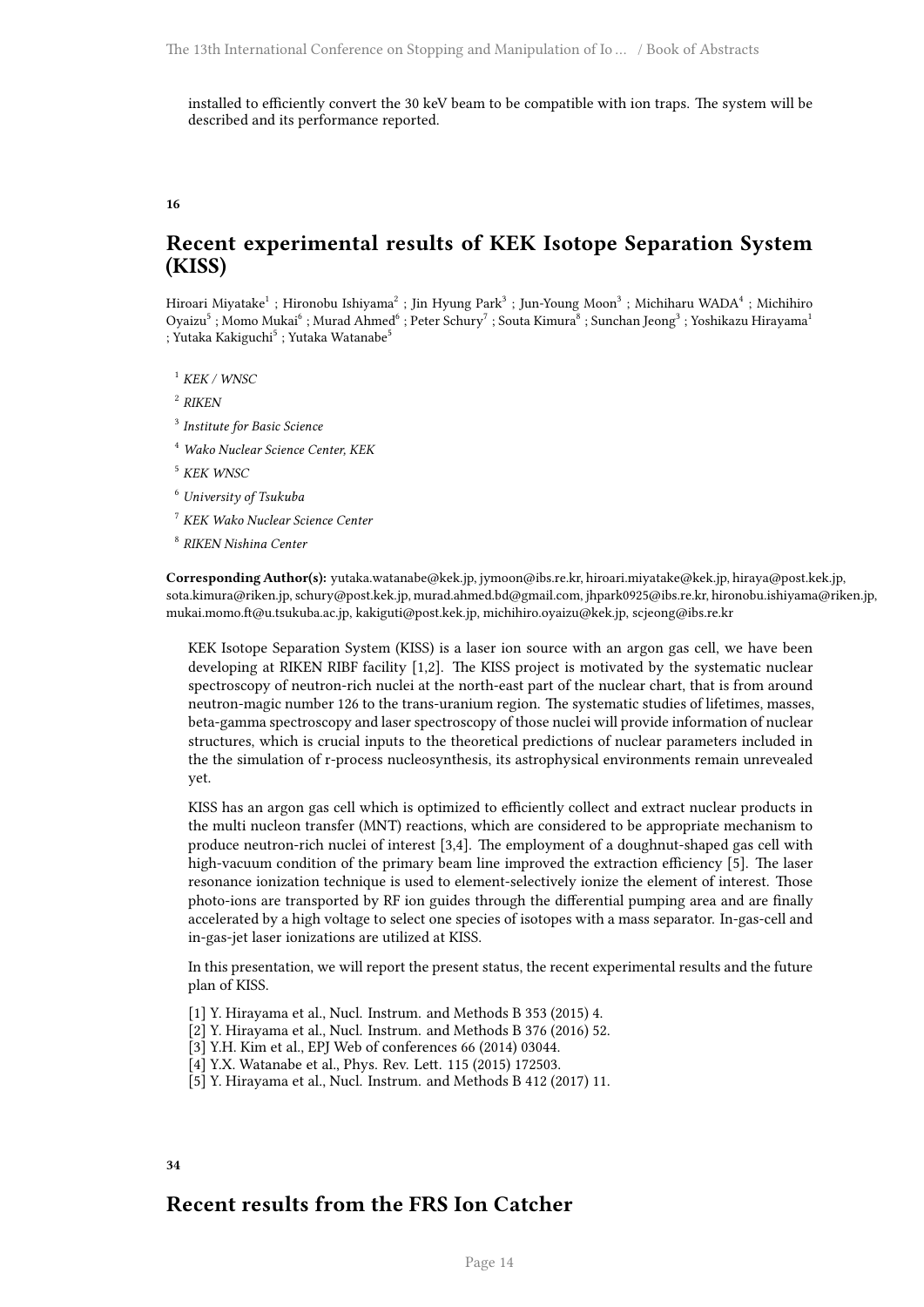installed to efficiently convert the 30 keV beam to be compatible with ion traps. The system will be described and its performance reported.

**16**

## Recent experimental results of KEK Isotope Separation System (KISS)

Hiroari Miyatake[1] ; Hironobu Ishiyama[2] ; Jin Hyung Park[3] ; Jun-Young Moon[3] ; Michiharu WADA[4] ; Michihiro Oyaizu[5] ; Momo Mukai[6] ; Murad Ahmed[6] ; Peter Schury[7] ; Souta Kimura[8] ; Sunchan Jeong[3] ; Yoshikazu Hirayama[1] ; Yutaka Kakiguchi[5] ; Yutaka Watanabe[5]

[1] *KEK / WNSC*

[2] *RIKEN*

[3] *Institute for Basic Science*

[4] *Wako Nuclear Science Center, KEK*

[5] *KEK WNSC*

[6] *University of Tsukuba*

[7] *KEK Wako Nuclear Science Center*

[8] *RIKEN Nishina Center*

**Corresponding Author(s):** yutaka.watanabe@kek.jp, jymoon@ibs.re.kr, hiroari.miyatake@kek.jp, hiraya@post.kek.jp, sota.kimura@riken.jp, schury@post.kek.jp, murad.ahmed.bd@gmail.com, jhpark0925@ibs.re.kr, hironobu.ishiyama@riken.jp, mukai.momo.ft@u.tsukuba.ac.jp, kakiguti@post.kek.jp, michihiro.oyaizu@kek.jp, scjeong@ibs.re.kr

KEK Isotope Separation System (KISS) is a laser ion source with an argon gas cell, we have been developing at RIKEN RIBF facility [1,2]. The KISS project is motivated by the systematic nuclear spectroscopy of neutron-rich nuclei at the north-east part of the nuclear chart, that is from around neutron-magic number 126 to the trans-uranium region. The systematic studies of lifetimes, masses, beta-gamma spectroscopy and laser spectroscopy of those nuclei will provide information of nuclear structures, which is crucial inputs to the theoretical predictions of nuclear parameters included in the the simulation of r-process nucleosynthesis, its astrophysical environments remain unrevealed yet.

KISS has an argon gas cell which is optimized to efficiently collect and extract nuclear products in the multi nucleon transfer (MNT) reactions, which are considered to be appropriate mechanism to produce neutron-rich nuclei of interest [3,4]. The employment of a doughnut-shaped gas cell with high-vacuum condition of the primary beam line improved the extraction efficiency [5]. The laser resonance ionization technique is used to element-selectively ionize the element of interest. Those photo-ions are transported by RF ion guides through the differential pumping area and are finally accelerated by a high voltage to select one species of isotopes with a mass separator. In-gas-cell and in-gas-jet laser ionizations are utilized at KISS.

In this presentation, we will report the present status, the recent experimental results and the future plan of KISS.

[1] Y. Hirayama et al., Nucl. Instrum. and Methods B 353 (2015) 4.
[2] Y. Hirayama et al., Nucl. Instrum. and Methods B 376 (2016) 52.
[3] Y.H. Kim et al., EPJ Web of conferences 66 (2014) 03044.
[4] Y.X. Watanabe et al., Phys. Rev. Lett. 115 (2015) 172503.
[5] Y. Hirayama et al., Nucl. Instrum. and Methods B 412 (2017) 11.

**34**

## Recent results from the FRS Ion Catcher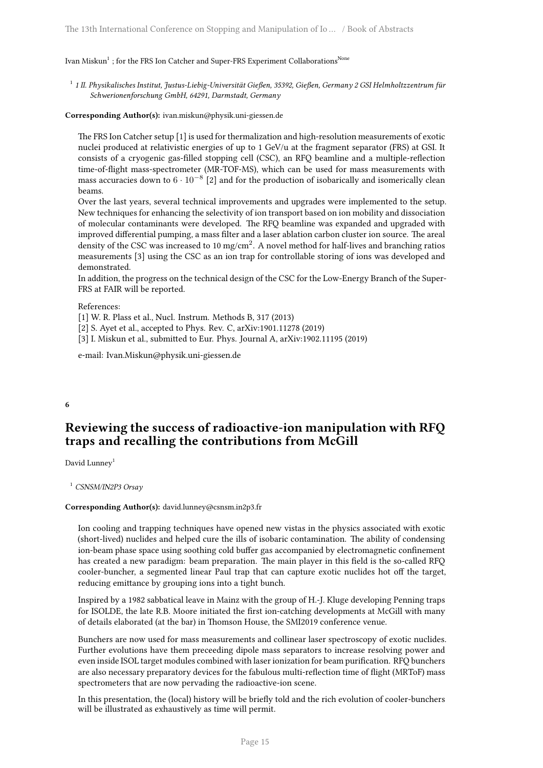Ivan Miskun[1] ; for the FRS Ion Catcher and Super-FRS Experiment Collaborations[None]

[1] *1 II. Physikalisches Institut, Justus-Liebig-Universität Gießen, 35392, Gießen, Germany 2 GSI Helmholtzzentrum für Schwerionenforschung GmbH, 64291, Darmstadt, Germany*

**Corresponding Author(s):** ivan.miskun@physik.uni-giessen.de

The FRS Ion Catcher setup [1] is used for thermalization and high-resolution measurements of exotic nuclei produced at relativistic energies of up to 1 GeV/u at the fragment separator (FRS) at GSI. It consists of a cryogenic gas-filled stopping cell (CSC), an RFQ beamline and a multiple-reflection time-of-flight mass-spectrometer (MR-TOF-MS), which can be used for mass measurements with mass accuracies down to $6 \cdot 10^{-8}$ [2] and for the production of isobarically and isomerically clean beams.
Over the last years, several technical improvements and upgrades were implemented to the setup. New techniques for enhancing the selectivity of ion transport based on ion mobility and dissociation of molecular contaminants were developed. The RFQ beamline was expanded and upgraded with improved differential pumping, a mass filter and a laser ablation carbon cluster ion source. The areal density of the CSC was increased to 10 mg/cm$^2$. A novel method for half-lives and branching ratios measurements [3] using the CSC as an ion trap for controllable storing of ions was developed and demonstrated.
In addition, the progress on the technical design of the CSC for the Low-Energy Branch of the Super-FRS at FAIR will be reported.

References:
[1] W. R. Plass et al., Nucl. Instrum. Methods B, 317 (2013)
[2] S. Ayet et al., accepted to Phys. Rev. C, arXiv:1901.11278 (2019)
[3] I. Miskun et al., submitted to Eur. Phys. Journal A, arXiv:1902.11195 (2019)

e-mail: Ivan.Miskun@physik.uni-giessen.de

**6**

## Reviewing the success of radioactive-ion manipulation with RFQ traps and recalling the contributions from McGill

David Lunney[1]

[1] *CSNSM/IN2P3 Orsay*

**Corresponding Author(s):** david.lunney@csnsm.in2p3.fr

Ion cooling and trapping techniques have opened new vistas in the physics associated with exotic (short-lived) nuclides and helped cure the ills of isobaric contamination. The ability of condensing ion-beam phase space using soothing cold buffer gas accompanied by electromagnetic confinement has created a new paradigm: beam preparation. The main player in this field is the so-called RFQ cooler-buncher, a segmented linear Paul trap that can capture exotic nuclides hot off the target, reducing emittance by grouping ions into a tight bunch.

Inspired by a 1982 sabbatical leave in Mainz with the group of H.-J. Kluge developing Penning traps for ISOLDE, the late R.B. Moore initiated the first ion-catching developments at McGill with many of details elaborated (at the bar) in Thomson House, the SMI2019 conference venue.

Bunchers are now used for mass measurements and collinear laser spectroscopy of exotic nuclides. Further evolutions have them preceeding dipole mass separators to increase resolving power and even inside ISOL target modules combined with laser ionization for beam purification. RFQ bunchers are also necessary preparatory devices for the fabulous multi-reflection time of flight (MRToF) mass spectrometers that are now pervading the radioactive-ion scene.

In this presentation, the (local) history will be briefly told and the rich evolution of cooler-bunchers will be illustrated as exhaustively as time will permit.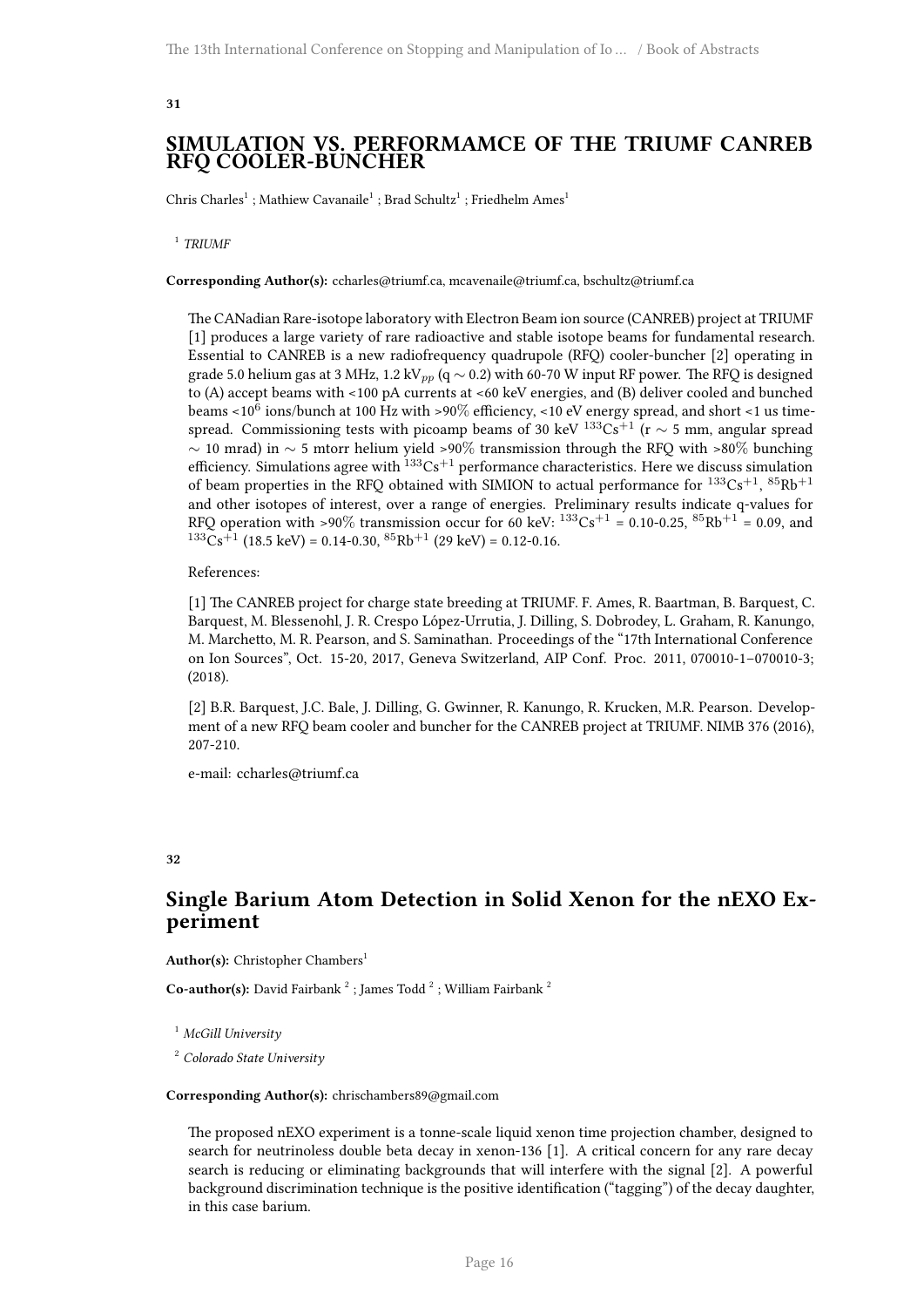**31**

## SIMULATION VS. PERFORMAMCE OF THE TRIUMF CANREB RFQ COOLER-BUNCHER

Chris Charles[1] ; Mathiew Cavanaile[1] ; Brad Schultz[1] ; Friedhelm Ames[1]

[1] *TRIUMF*

**Corresponding Author(s):** ccharles@triumf.ca, mcavenaile@triumf.ca, bschultz@triumf.ca

The CANadian Rare-isotope laboratory with Electron Beam ion source (CANREB) project at TRIUMF [1] produces a large variety of rare radioactive and stable isotope beams for fundamental research. Essential to CANREB is a new radiofrequency quadrupole (RFQ) cooler-buncher [2] operating in grade 5.0 helium gas at 3 MHz, 1.2 $kV_{pp}$ ($q \sim 0.2$) with 60-70 W input RF power. The RFQ is designed to (A) accept beams with <100 pA currents at <60 keV energies, and (B) deliver cooled and bunched beams <$10^6$ ions/bunch at 100 Hz with >90% efficiency, <10 eV energy spread, and short <1 us time-spread. Commissioning tests with picoamp beams of 30 keV $^{133}Cs^{+1}$ (r $\sim$ 5 mm, angular spread $\sim$ 10 mrad) in $\sim$ 5 mtorr helium yield >90% transmission through the RFQ with >80% bunching efficiency. Simulations agree with $^{133}Cs^{+1}$ performance characteristics. Here we discuss simulation of beam properties in the RFQ obtained with SIMION to actual performance for $^{133}Cs^{+1}$, $^{85}Rb^{+1}$ and other isotopes of interest, over a range of energies. Preliminary results indicate q-values for RFQ operation with >90% transmission occur for 60 keV: $^{133}Cs^{+1}$ = 0.10-0.25, $^{85}Rb^{+1}$ = 0.09, and $^{133}Cs^{+1}$ (18.5 keV) = 0.14-0.30, $^{85}Rb^{+1}$ (29 keV) = 0.12-0.16.

References:

[1] The CANREB project for charge state breeding at TRIUMF. F. Ames, R. Baartman, B. Barquest, C. Barquest, M. Blessenohl, J. R. Crespo López-Urrutia, J. Dilling, S. Dobrodey, L. Graham, R. Kanungo, M. Marchetto, M. R. Pearson, and S. Saminathan. Proceedings of the "17th International Conference on Ion Sources", Oct. 15-20, 2017, Geneva Switzerland, AIP Conf. Proc. 2011, 070010-1–070010-3; (2018).

[2] B.R. Barquest, J.C. Bale, J. Dilling, G. Gwinner, R. Kanungo, R. Krucken, M.R. Pearson. Development of a new RFQ beam cooler and buncher for the CANREB project at TRIUMF. NIMB 376 (2016), 207-210.

e-mail: ccharles@triumf.ca

**32**

## Single Barium Atom Detection in Solid Xenon for the nEXO Experiment

**Author(s):** Christopher Chambers[1]

**Co-author(s):** David Fairbank [2] ; James Todd [2] ; William Fairbank [2]

[1] *McGill University*

[2] *Colorado State University*

**Corresponding Author(s):** chrischambers89@gmail.com

The proposed nEXO experiment is a tonne-scale liquid xenon time projection chamber, designed to search for neutrinoless double beta decay in xenon-136 [1]. A critical concern for any rare decay search is reducing or eliminating backgrounds that will interfere with the signal [2]. A powerful background discrimination technique is the positive identification ("tagging") of the decay daughter, in this case barium.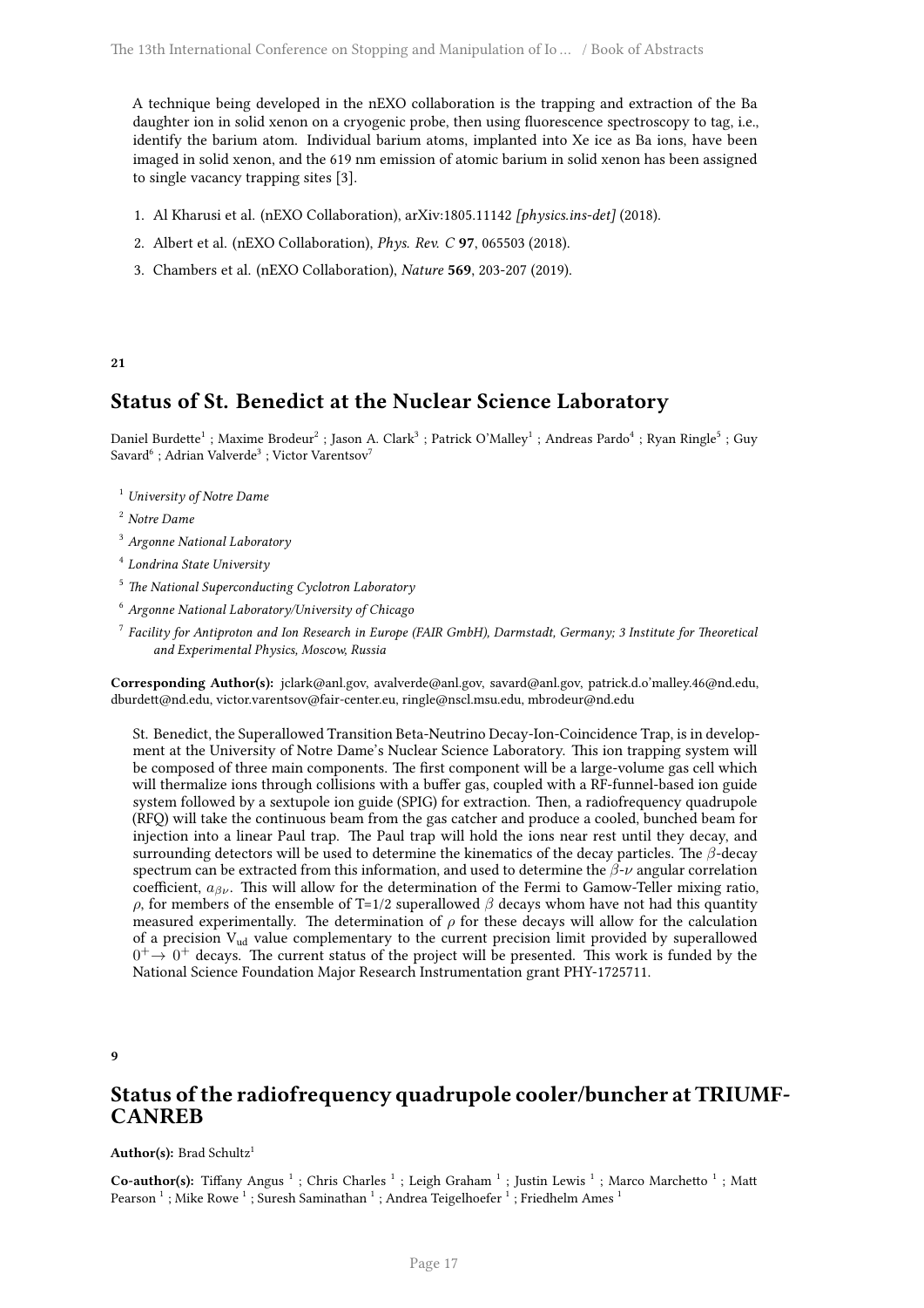A technique being developed in the nEXO collaboration is the trapping and extraction of the Ba daughter ion in solid xenon on a cryogenic probe, then using fluorescence spectroscopy to tag, i.e., identify the barium atom. Individual barium atoms, implanted into Xe ice as Ba ions, have been imaged in solid xenon, and the 619 nm emission of atomic barium in solid xenon has been assigned to single vacancy trapping sites [3].

1. Al Kharusi et al. (nEXO Collaboration), arXiv:1805.11142 *[physics.ins-det]* (2018).
2. Albert et al. (nEXO Collaboration), *Phys. Rev. C* **97**, 065503 (2018).
3. Chambers et al. (nEXO Collaboration), *Nature* **569**, 203-207 (2019).

**21**

## Status of St. Benedict at the Nuclear Science Laboratory

Daniel Burdette[1] ; Maxime Brodeur[2] ; Jason A. Clark[3] ; Patrick O'Malley[1] ; Andreas Pardo[4] ; Ryan Ringle[5] ; Guy Savard[6] ; Adrian Valverde[3] ; Victor Varentsov[7]

[1] *University of Notre Dame*

[2] *Notre Dame*

[3] *Argonne National Laboratory*

[4] *Londrina State University*

[5] *The National Superconducting Cyclotron Laboratory*

[6] *Argonne National Laboratory/University of Chicago*

[7] *Facility for Antiproton and Ion Research in Europe (FAIR GmbH), Darmstadt, Germany; 3 Institute for Theoretical and Experimental Physics, Moscow, Russia*

**Corresponding Author(s):** jclark@anl.gov, avalverde@anl.gov, savard@anl.gov, patrick.d.o'malley.46@nd.edu, dburdett@nd.edu, victor.varentsov@fair-center.eu, ringle@nscl.msu.edu, mbrodeur@nd.edu

St. Benedict, the Superallowed Transition Beta-Neutrino Decay-Ion-Coincidence Trap, is in development at the University of Notre Dame's Nuclear Science Laboratory. This ion trapping system will be composed of three main components. The first component will be a large-volume gas cell which will thermalize ions through collisions with a buffer gas, coupled with a RF-funnel-based ion guide system followed by a sextupole ion guide (SPIG) for extraction. Then, a radiofrequency quadrupole (RFQ) will take the continuous beam from the gas catcher and produce a cooled, bunched beam for injection into a linear Paul trap. The Paul trap will hold the ions near rest until they decay, and surrounding detectors will be used to determine the kinematics of the decay particles. The $\beta$-decay spectrum can be extracted from this information, and used to determine the $\beta$-$\nu$ angular correlation coefficient, $a_{\beta\nu}$. This will allow for the determination of the Fermi to Gamow-Teller mixing ratio, $\rho$, for members of the ensemble of T=1/2 superallowed $\beta$ decays whom have not had this quantity measured experimentally. The determination of $\rho$ for these decays will allow for the calculation of a precision $V_{ud}$ value complementary to the current precision limit provided by superallowed $0^+ \rightarrow 0^+$ decays. The current status of the project will be presented. This work is funded by the National Science Foundation Major Research Instrumentation grant PHY-1725711.

**9**

## Status of the radiofrequency quadrupole cooler/buncher at TRIUMF-CANREB

**Author(s):** Brad Schultz[1]

**Co-author(s):** Tiffany Angus [1] ; Chris Charles [1] ; Leigh Graham [1] ; Justin Lewis [1] ; Marco Marchetto [1] ; Matt Pearson [1] ; Mike Rowe [1] ; Suresh Saminathan [1] ; Andrea Teigelhoefer [1] ; Friedhelm Ames [1]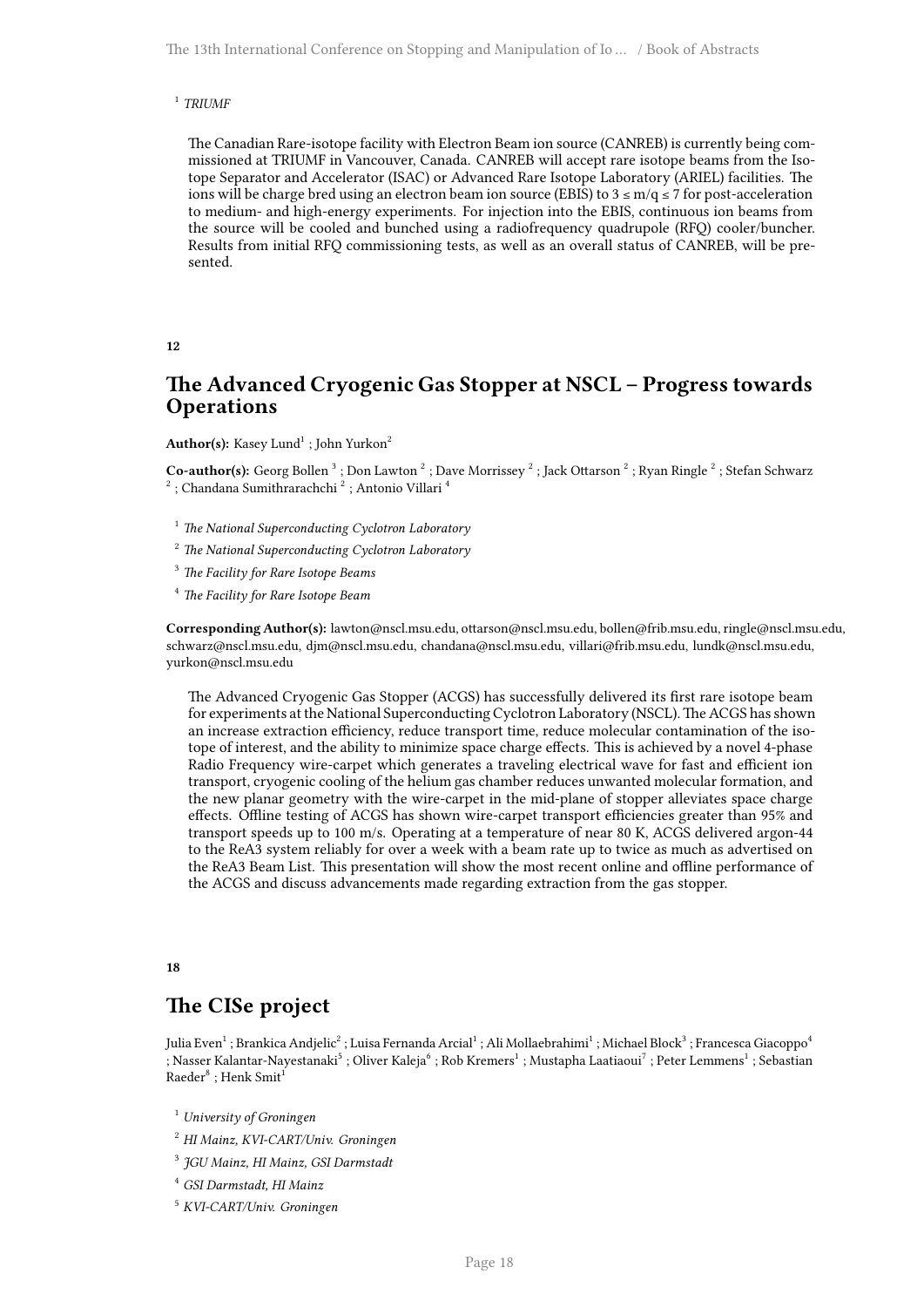[1] *TRIUMF*

The Canadian Rare-isotope facility with Electron Beam ion source (CANREB) is currently being commissioned at TRIUMF in Vancouver, Canada. CANREB will accept rare isotope beams from the Isotope Separator and Accelerator (ISAC) or Advanced Rare Isotope Laboratory (ARIEL) facilities. The ions will be charge bred using an electron beam ion source (EBIS) to $3 \leq m/q \leq 7$ for post-acceleration to medium- and high-energy experiments. For injection into the EBIS, continuous ion beams from the source will be cooled and bunched using a radiofrequency quadrupole (RFQ) cooler/buncher. Results from initial RFQ commissioning tests, as well as an overall status of CANREB, will be presented.

**12**

## The Advanced Cryogenic Gas Stopper at NSCL – Progress towards Operations

**Author(s):** Kasey Lund[1] ; John Yurkon[2]

**Co-author(s):** Georg Bollen [3] ; Don Lawton [2] ; Dave Morrissey [2] ; Jack Ottarson [2] ; Ryan Ringle [2] ; Stefan Schwarz [2] ; Chandana Sumithrarachchi [2] ; Antonio Villari [4]

[1] *The National Superconducting Cyclotron Laboratory*

[2] *The National Superconducting Cyclotron Laboratory*

[3] *The Facility for Rare Isotope Beams*

[4] *The Facility for Rare Isotope Beam*

**Corresponding Author(s):** lawton@nscl.msu.edu, ottarson@nscl.msu.edu, bollen@frib.msu.edu, ringle@nscl.msu.edu, schwarz@nscl.msu.edu, djm@nscl.msu.edu, chandana@nscl.msu.edu, villari@frib.msu.edu, lundk@nscl.msu.edu, yurkon@nscl.msu.edu

The Advanced Cryogenic Gas Stopper (ACGS) has successfully delivered its first rare isotope beam for experiments at the National Superconducting Cyclotron Laboratory (NSCL). The ACGS has shown an increase extraction efficiency, reduce transport time, reduce molecular contamination of the isotope of interest, and the ability to minimize space charge effects. This is achieved by a novel 4-phase Radio Frequency wire-carpet which generates a traveling electrical wave for fast and efficient ion transport, cryogenic cooling of the helium gas chamber reduces unwanted molecular formation, and the new planar geometry with the wire-carpet in the mid-plane of stopper alleviates space charge effects. Offline testing of ACGS has shown wire-carpet transport efficiencies greater than 95% and transport speeds up to 100 m/s. Operating at a temperature of near 80 K, ACGS delivered argon-44 to the ReA3 system reliably for over a week with a beam rate up to twice as much as advertised on the ReA3 Beam List. This presentation will show the most recent online and offline performance of the ACGS and discuss advancements made regarding extraction from the gas stopper.

**18**

## The CISe project

Julia Even[1] ; Brankica Andjelic[2] ; Luisa Fernanda Arcial[1] ; Ali Mollaebrahimi[1] ; Michael Block[3] ; Francesca Giacoppo[4] ; Nasser Kalantar-Nayestanaki[5] ; Oliver Kaleja[6] ; Rob Kremers[1] ; Mustapha Laatiaoui[7] ; Peter Lemmens[1] ; Sebastian Raeder[8] ; Henk Smit[1]

[1] *University of Groningen*

[2] *HI Mainz, KVI-CART/Univ. Groningen*

[3] *JGU Mainz, HI Mainz, GSI Darmstadt*

[4] *GSI Darmstadt, HI Mainz*

[5] *KVI-CART/Univ. Groningen*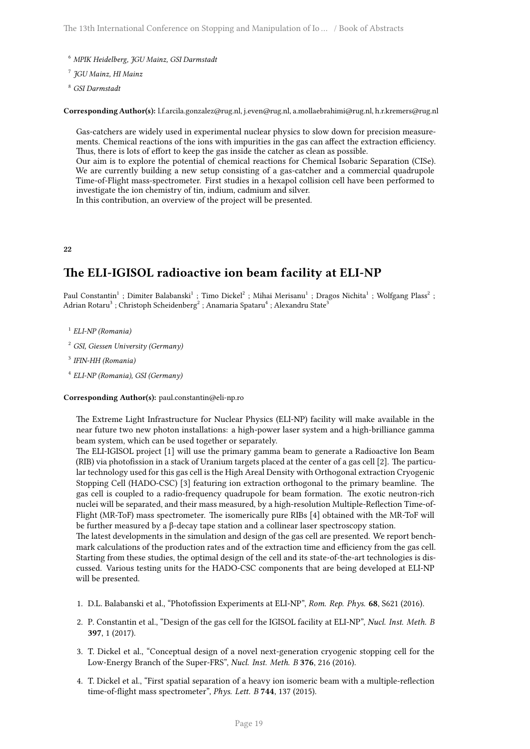[6] *MPIK Heidelberg, JGU Mainz, GSI Darmstadt*

[7] *JGU Mainz, HI Mainz*

[8] *GSI Darmstadt*

**Corresponding Author(s):** l.f.arcila.gonzalez@rug.nl, j.even@rug.nl, a.mollaebrahimi@rug.nl, h.r.kremers@rug.nl

Gas-catchers are widely used in experimental nuclear physics to slow down for precision measurements. Chemical reactions of the ions with impurities in the gas can affect the extraction efficiency. Thus, there is lots of effort to keep the gas inside the catcher as clean as possible.
Our aim is to explore the potential of chemical reactions for Chemical Isobaric Separation (CISe). We are currently building a new setup consisting of a gas-catcher and a commercial quadrupole Time-of-Flight mass-spectrometer. First studies in a hexapol collision cell have been performed to investigate the ion chemistry of tin, indium, cadmium and silver.
In this contribution, an overview of the project will be presented.

**22**

## The ELI-IGISOL radioactive ion beam facility at ELI-NP

Paul Constantin[1] ; Dimiter Balabanski[1] ; Timo Dickel[2] ; Mihai Merisanu[1] ; Dragos Nichita[1] ; Wolfgang Plass[2] ; Adrian Rotaru[3] ; Christoph Scheidenberg[2] ; Anamaria Spataru[4] ; Alexandru State[3]

[1] *ELI-NP (Romania)*

[2] *GSI, Giessen University (Germany)*

[3] *IFIN-HH (Romania)*

[4] *ELI-NP (Romania), GSI (Germany)*

**Corresponding Author(s):** paul.constantin@eli-np.ro

The Extreme Light Infrastructure for Nuclear Physics (ELI-NP) facility will make available in the near future two new photon installations: a high-power laser system and a high-brilliance gamma beam system, which can be used together or separately.
The ELI-IGISOL project [1] will use the primary gamma beam to generate a Radioactive Ion Beam (RIB) via photofission in a stack of Uranium targets placed at the center of a gas cell [2]. The particular technology used for this gas cell is the High Areal Density with Orthogonal extraction Cryogenic Stopping Cell (HADO-CSC) [3] featuring ion extraction orthogonal to the primary beamline. The gas cell is coupled to a radio-frequency quadrupole for beam formation. The exotic neutron-rich nuclei will be separated, and their mass measured, by a high-resolution Multiple-Reflection Time-of-Flight (MR-ToF) mass spectrometer. The isomerically pure RIBs [4] obtained with the MR-ToF will be further measured by a β-decay tape station and a collinear laser spectroscopy station.
The latest developments in the simulation and design of the gas cell are presented. We report benchmark calculations of the production rates and of the extraction time and efficiency from the gas cell. Starting from these studies, the optimal design of the cell and its state-of-the-art technologies is discussed. Various testing units for the HADO-CSC components that are being developed at ELI-NP will be presented.

1. D.L. Balabanski et al., "Photofission Experiments at ELI-NP", *Rom. Rep. Phys.* **68**, S621 (2016).
2. P. Constantin et al., "Design of the gas cell for the IGISOL facility at ELI-NP", *Nucl. Inst. Meth. B* **397**, 1 (2017).
3. T. Dickel et al., "Conceptual design of a novel next-generation cryogenic stopping cell for the Low-Energy Branch of the Super-FRS", *Nucl. Inst. Meth. B* **376**, 216 (2016).
4. T. Dickel et al., "First spatial separation of a heavy ion isomeric beam with a multiple-reflection time-of-flight mass spectrometer", *Phys. Lett. B* **744**, 137 (2015).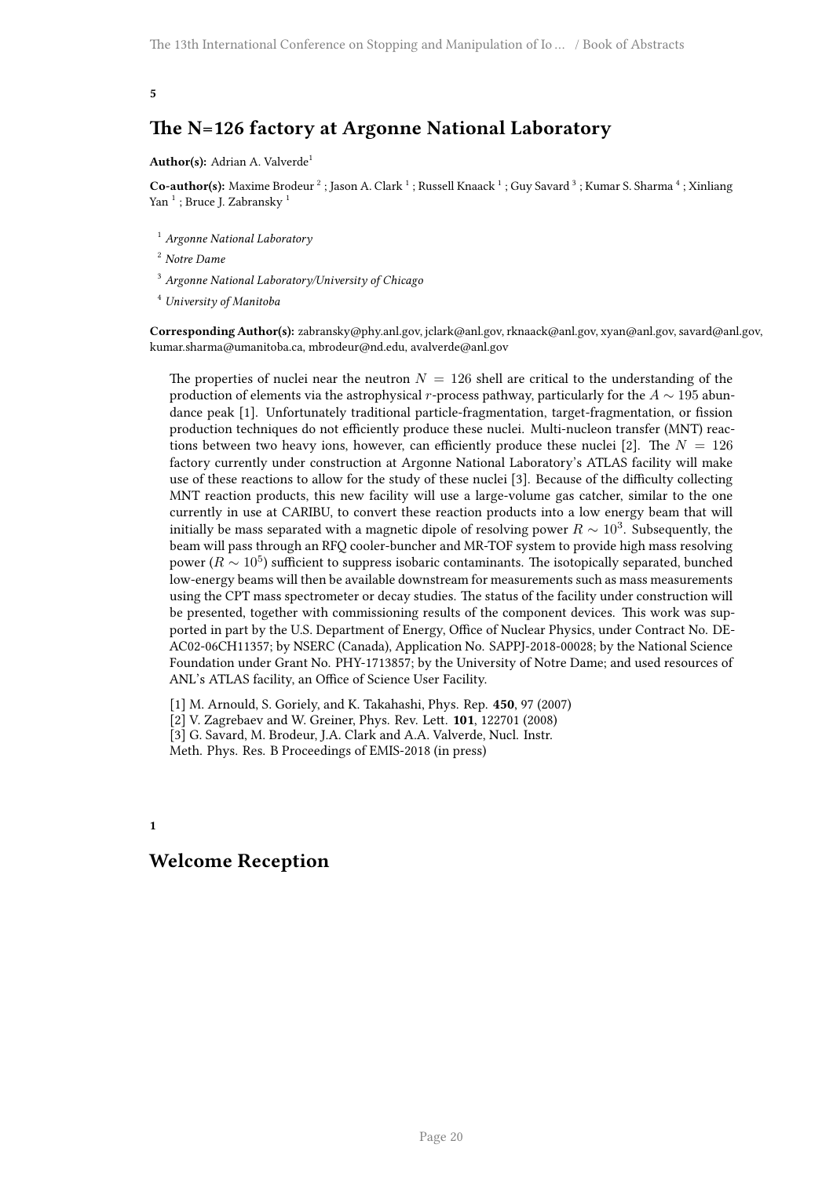**5**

## The N=126 factory at Argonne National Laboratory

**Author(s):** Adrian A. Valverde[1]

**Co-author(s):** Maxime Brodeur [2] ; Jason A. Clark [1] ; Russell Knaack [1] ; Guy Savard [3] ; Kumar S. Sharma [4] ; Xinliang Yan [1] ; Bruce J. Zabransky [1]

[1] *Argonne National Laboratory*

[2] *Notre Dame*

[3] *Argonne National Laboratory/University of Chicago*

[4] *University of Manitoba*

**Corresponding Author(s):** zabransky@phy.anl.gov, jclark@anl.gov, rknaack@anl.gov, xyan@anl.gov, savard@anl.gov, kumar.sharma@umanitoba.ca, mbrodeur@nd.edu, avalverde@anl.gov

The properties of nuclei near the neutron $N = 126$ shell are critical to the understanding of the production of elements via the astrophysical $r$-process pathway, particularly for the $A \sim 195$ abundance peak [1]. Unfortunately traditional particle-fragmentation, target-fragmentation, or fission production techniques do not efficiently produce these nuclei. Multi-nucleon transfer (MNT) reactions between two heavy ions, however, can efficiently produce these nuclei [2]. The $N = 126$ factory currently under construction at Argonne National Laboratory's ATLAS facility will make use of these reactions to allow for the study of these nuclei [3]. Because of the difficulty collecting MNT reaction products, this new facility will use a large-volume gas catcher, similar to the one currently in use at CARIBU, to convert these reaction products into a low energy beam that will initially be mass separated with a magnetic dipole of resolving power $R \sim 10^3$. Subsequently, the beam will pass through an RFQ cooler-buncher and MR-TOF system to provide high mass resolving power ($R \sim 10^5$) sufficient to suppress isobaric contaminants. The isotopically separated, bunched low-energy beams will then be available downstream for measurements such as mass measurements using the CPT mass spectrometer or decay studies. The status of the facility under construction will be presented, together with commissioning results of the component devices. This work was supported in part by the U.S. Department of Energy, Office of Nuclear Physics, under Contract No. DE-AC02-06CH11357; by NSERC (Canada), Application No. SAPPJ-2018-00028; by the National Science Foundation under Grant No. PHY-1713857; by the University of Notre Dame; and used resources of ANL's ATLAS facility, an Office of Science User Facility.

[1] M. Arnould, S. Goriely, and K. Takahashi, Phys. Rep. **450**, 97 (2007)
[2] V. Zagrebaev and W. Greiner, Phys. Rev. Lett. **101**, 122701 (2008)
[3] G. Savard, M. Brodeur, J.A. Clark and A.A. Valverde, Nucl. Instr. Meth. Phys. Res. B Proceedings of EMIS-2018 (in press)

**1**

## Welcome Reception